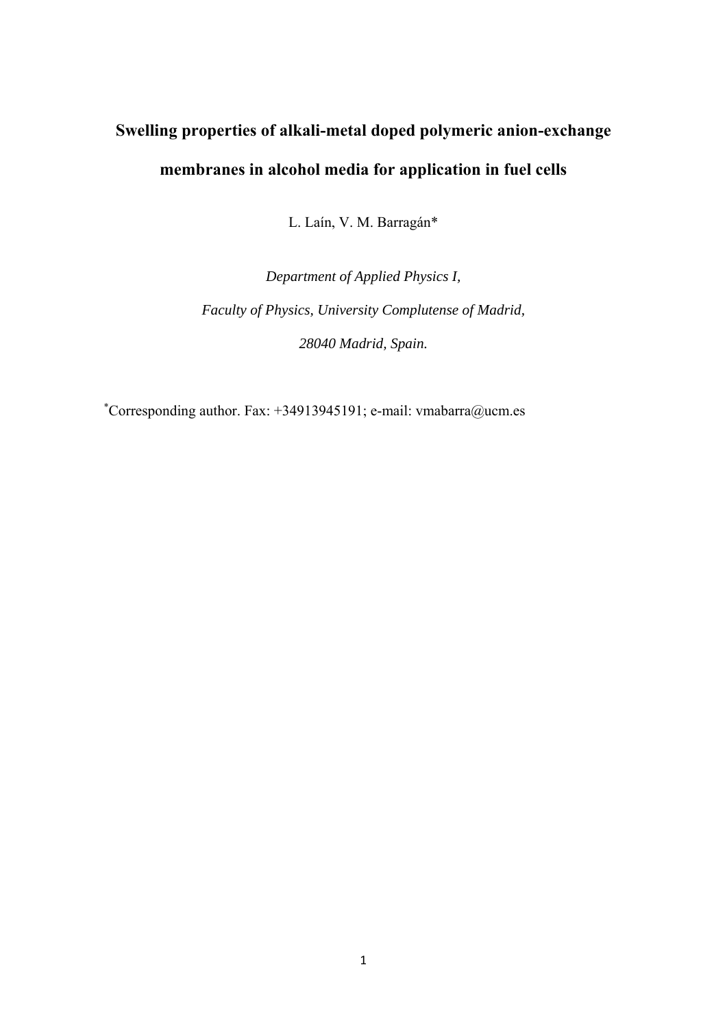# Swelling properties of alkali-metal doped polymeric anion-exchange membranes in alcohol media for application in fuel cells

L. Laín, V. M. Barragán*

*Department of Applied Physics I,*

*Faculty of Physics, University Complutense of Madrid,*

*28040 Madrid, Spain.*

*Corresponding author. Fax: +34913945191; e-mail: vmabarra@ucm.es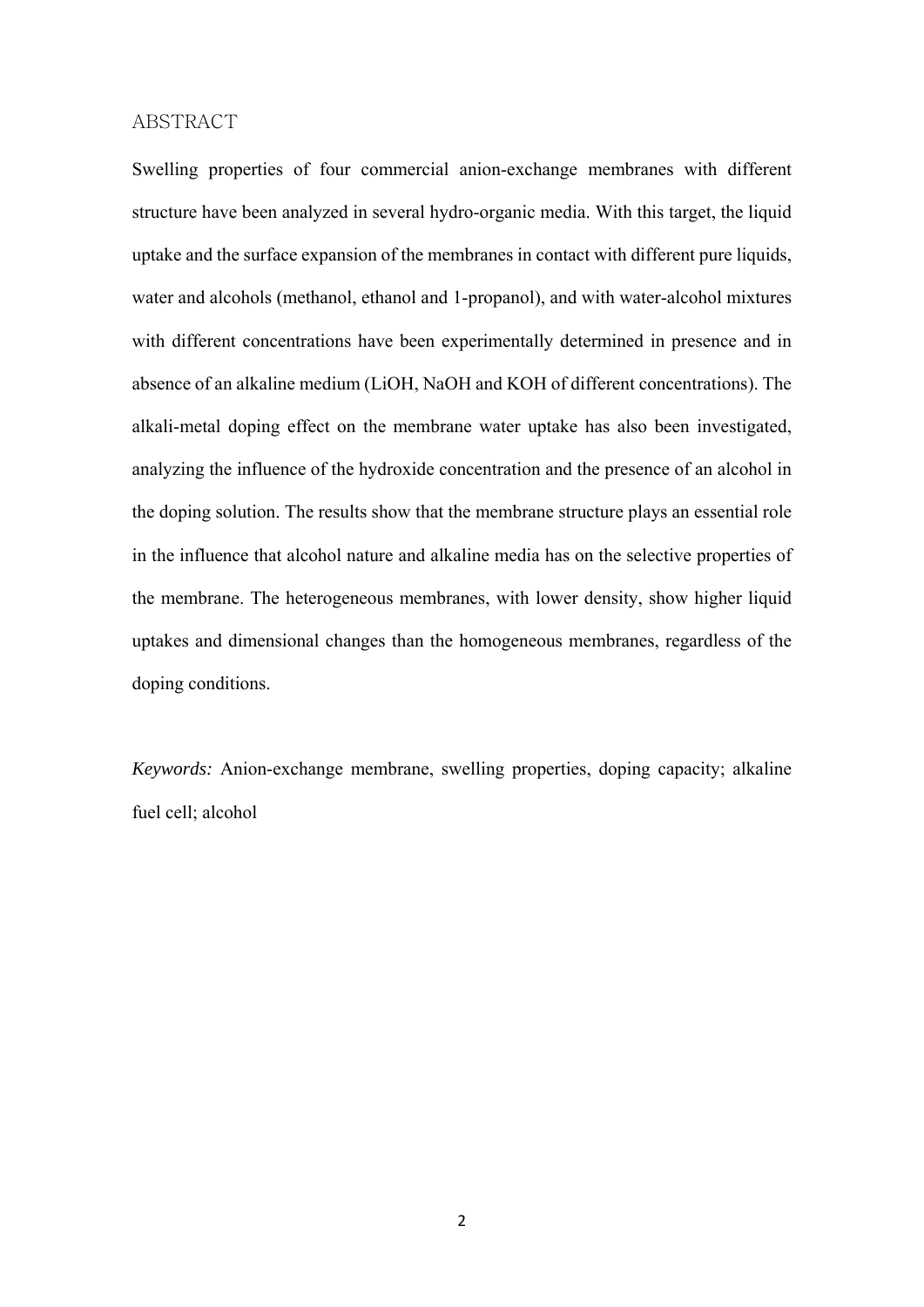## ABSTRACT

Swelling properties of four commercial anion-exchange membranes with different structure have been analyzed in several hydro-organic media. With this target, the liquid uptake and the surface expansion of the membranes in contact with different pure liquids, water and alcohols (methanol, ethanol and 1-propanol), and with water-alcohol mixtures with different concentrations have been experimentally determined in presence and in absence of an alkaline medium (LiOH, NaOH and KOH of different concentrations). The alkali-metal doping effect on the membrane water uptake has also been investigated, analyzing the influence of the hydroxide concentration and the presence of an alcohol in the doping solution. The results show that the membrane structure plays an essential role in the influence that alcohol nature and alkaline media has on the selective properties of the membrane. The heterogeneous membranes, with lower density, show higher liquid uptakes and dimensional changes than the homogeneous membranes, regardless of the doping conditions.

*Keywords:* Anion-exchange membrane, swelling properties, doping capacity; alkaline fuel cell; alcohol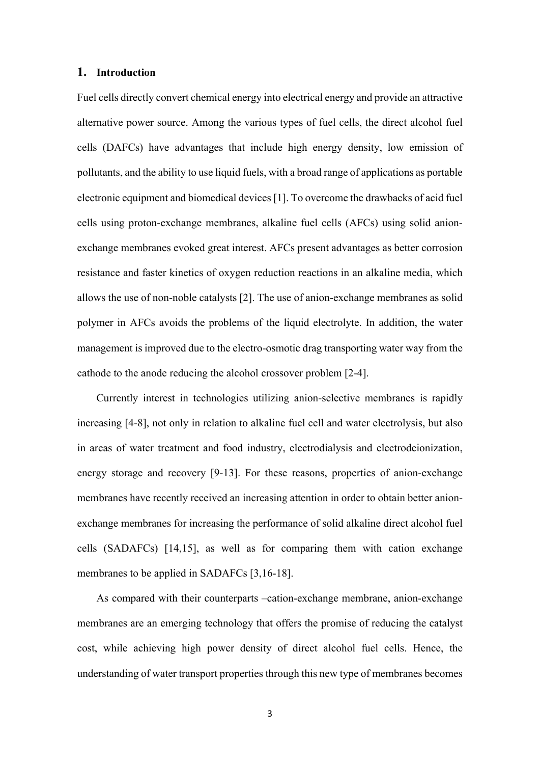# 1. Introduction

Fuel cells directly convert chemical energy into electrical energy and provide an attractive alternative power source. Among the various types of fuel cells, the direct alcohol fuel cells (DAFCs) have advantages that include high energy density, low emission of pollutants, and the ability to use liquid fuels, with a broad range of applications as portable electronic equipment and biomedical devices [1]. To overcome the drawbacks of acid fuel cells using proton-exchange membranes, alkaline fuel cells (AFCs) using solid anion-exchange membranes evoked great interest. AFCs present advantages as better corrosion resistance and faster kinetics of oxygen reduction reactions in an alkaline media, which allows the use of non-noble catalysts [2]. The use of anion-exchange membranes as solid polymer in AFCs avoids the problems of the liquid electrolyte. In addition, the water management is improved due to the electro-osmotic drag transporting water way from the cathode to the anode reducing the alcohol crossover problem [2-4].

Currently interest in technologies utilizing anion-selective membranes is rapidly increasing [4-8], not only in relation to alkaline fuel cell and water electrolysis, but also in areas of water treatment and food industry, electrodialysis and electrodeionization, energy storage and recovery [9-13]. For these reasons, properties of anion-exchange membranes have recently received an increasing attention in order to obtain better anion-exchange membranes for increasing the performance of solid alkaline direct alcohol fuel cells (SADAFCs) [14,15], as well as for comparing them with cation exchange membranes to be applied in SADAFCs [3,16-18].

As compared with their counterparts –cation-exchange membrane, anion-exchange membranes are an emerging technology that offers the promise of reducing the catalyst cost, while achieving high power density of direct alcohol fuel cells. Hence, the understanding of water transport properties through this new type of membranes becomes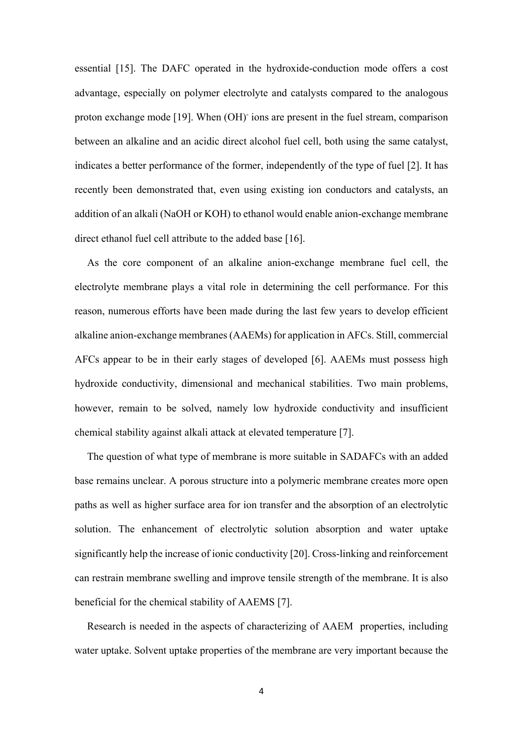essential [15]. The DAFC operated in the hydroxide-conduction mode offers a cost advantage, especially on polymer electrolyte and catalysts compared to the analogous proton exchange mode [19]. When $(OH)^-$ ions are present in the fuel stream, comparison between an alkaline and an acidic direct alcohol fuel cell, both using the same catalyst, indicates a better performance of the former, independently of the type of fuel [2]. It has recently been demonstrated that, even using existing ion conductors and catalysts, an addition of an alkali (NaOH or KOH) to ethanol would enable anion-exchange membrane direct ethanol fuel cell attribute to the added base [16].

As the core component of an alkaline anion-exchange membrane fuel cell, the electrolyte membrane plays a vital role in determining the cell performance. For this reason, numerous efforts have been made during the last few years to develop efficient alkaline anion-exchange membranes (AAEMs) for application in AFCs. Still, commercial AFCs appear to be in their early stages of developed [6]. AAEMs must possess high hydroxide conductivity, dimensional and mechanical stabilities. Two main problems, however, remain to be solved, namely low hydroxide conductivity and insufficient chemical stability against alkali attack at elevated temperature [7].

The question of what type of membrane is more suitable in SADAFCs with an added base remains unclear. A porous structure into a polymeric membrane creates more open paths as well as higher surface area for ion transfer and the absorption of an electrolytic solution. The enhancement of electrolytic solution absorption and water uptake significantly help the increase of ionic conductivity [20]. Cross-linking and reinforcement can restrain membrane swelling and improve tensile strength of the membrane. It is also beneficial for the chemical stability of AAEMS [7].

Research is needed in the aspects of characterizing of AAEM properties, including water uptake. Solvent uptake properties of the membrane are very important because the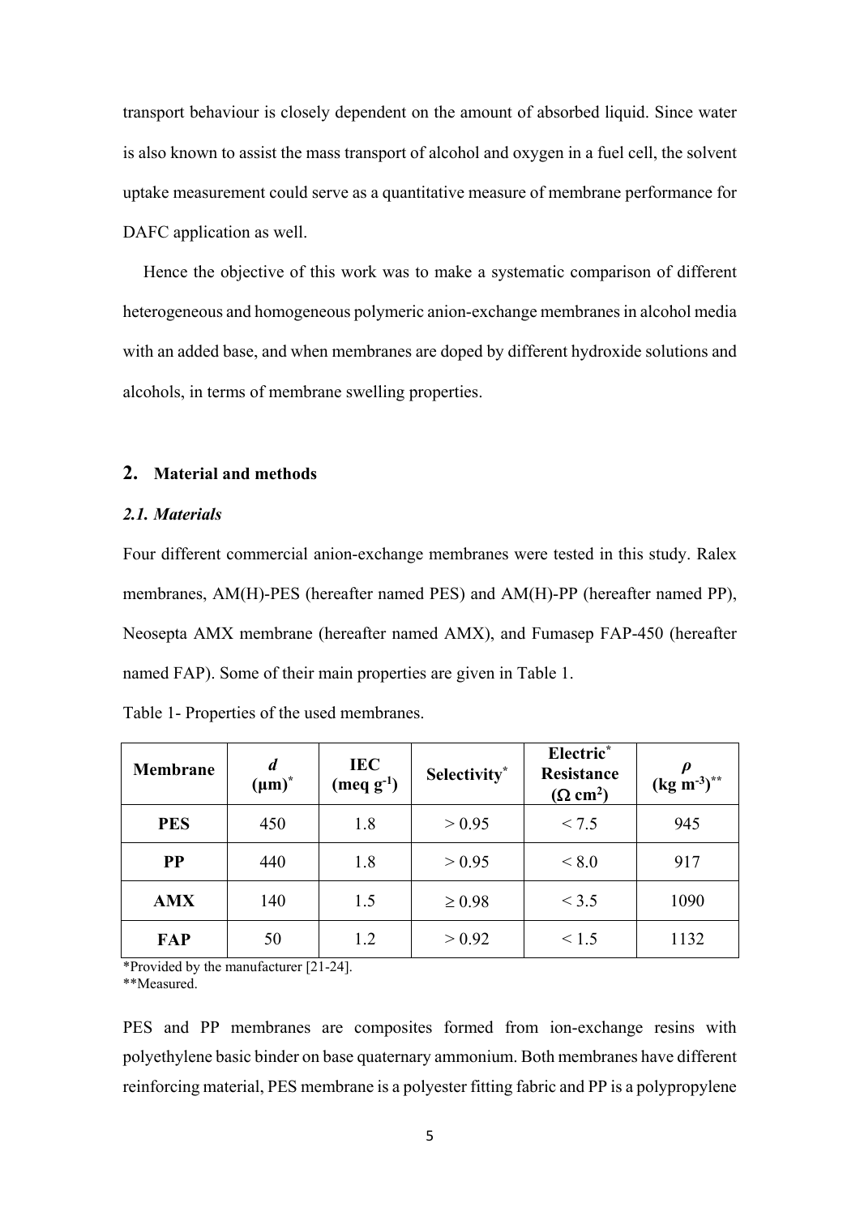transport behaviour is closely dependent on the amount of absorbed liquid. Since water is also known to assist the mass transport of alcohol and oxygen in a fuel cell, the solvent uptake measurement could serve as a quantitative measure of membrane performance for DAFC application as well.

Hence the objective of this work was to make a systematic comparison of different heterogeneous and homogeneous polymeric anion-exchange membranes in alcohol media with an added base, and when membranes are doped by different hydroxide solutions and alcohols, in terms of membrane swelling properties.

## 2. Material and methods

### *2.1. Materials*

Four different commercial anion-exchange membranes were tested in this study. Ralex membranes, AM(H)-PES (hereafter named PES) and AM(H)-PP (hereafter named PP), Neosepta AMX membrane (hereafter named AMX), and Fumasep FAP-450 (hereafter named FAP). Some of their main properties are given in Table 1.

Table 1- Properties of the used membranes.

| Membrane | $d$ (μm)* | IEC (meq $g^{-1}$) | Selectivity* | Electric* Resistance (Ω $cm^2$) | $\rho$ (kg $m^{-3}$)** |
|---|---|---|---|---|---|
| **PES** | 450 | 1.8 | > 0.95 | < 7.5 | 945 |
| **PP** | 440 | 1.8 | > 0.95 | < 8.0 | 917 |
| **AMX** | 140 | 1.5 | ≥ 0.98 | < 3.5 | 1090 |
| **FAP** | 50 | 1.2 | > 0.92 | < 1.5 | 1132 |

*Provided by the manufacturer [21-24].
**Measured.

PES and PP membranes are composites formed from ion-exchange resins with polyethylene basic binder on base quaternary ammonium. Both membranes have different reinforcing material, PES membrane is a polyester fitting fabric and PP is a polypropylene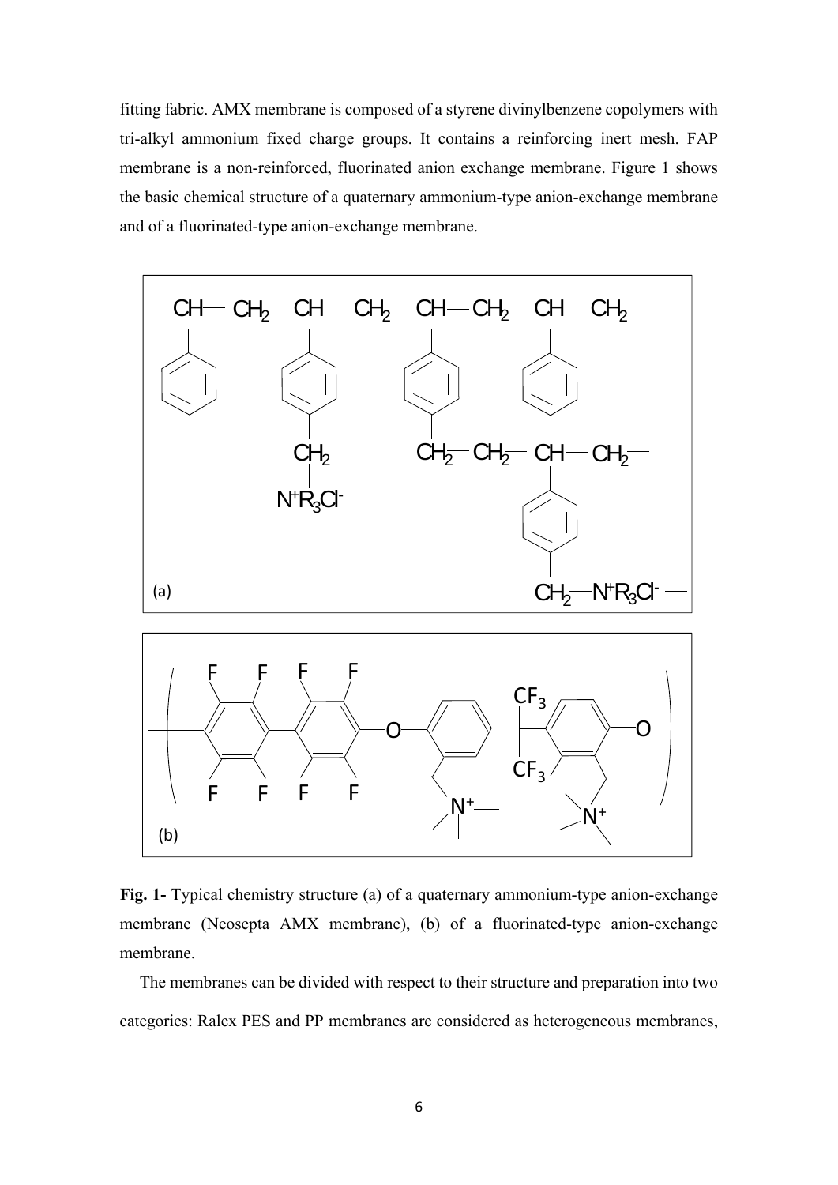fitting fabric. AMX membrane is composed of a styrene divinylbenzene copolymers with tri-alkyl ammonium fixed charge groups. It contains a reinforcing inert mesh. FAP membrane is a non-reinforced, fluorinated anion exchange membrane. Figure 1 shows the basic chemical structure of a quaternary ammonium-type anion-exchange membrane and of a fluorinated-type anion-exchange membrane.

**Fig. 1-** Typical chemistry structure (a) of a quaternary ammonium-type anion-exchange membrane (Neosepta AMX membrane), (b) of a fluorinated-type anion-exchange membrane.

The membranes can be divided with respect to their structure and preparation into two categories: Ralex PES and PP membranes are considered as heterogeneous membranes,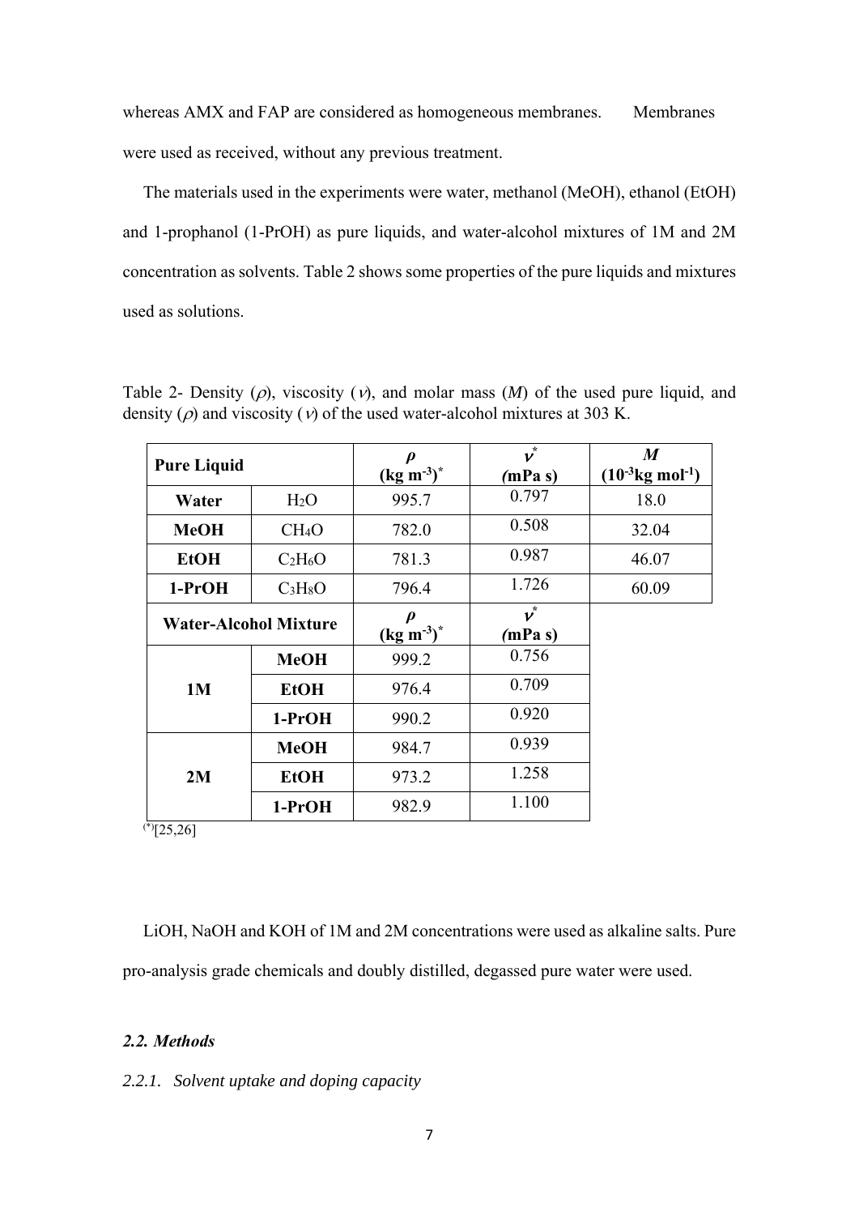whereas AMX and FAP are considered as homogeneous membranes. Membranes were used as received, without any previous treatment.

The materials used in the experiments were water, methanol (MeOH), ethanol (EtOH) and 1-prophanol (1-PrOH) as pure liquids, and water-alcohol mixtures of 1M and 2M concentration as solvents. Table 2 shows some properties of the pure liquids and mixtures used as solutions.

Table 2- Density ($\rho$), viscosity ($\nu$), and molar mass ($M$) of the used pure liquid, and density ($\rho$) and viscosity ($\nu$) of the used water-alcohol mixtures at 303 K.

| **Pure Liquid** | | **$\rho$ (kg m$^{-3}$)[*]** | **$\nu$[*] (mPa s)** | **$M$ ($10^{-3}$kg mol$^{-1}$)** |
|---|---|---|---|---|
| **Water** | $H_2O$ | 995.7 | 0.797 | 18.0 |
| **MeOH** | $CH_4O$ | 782.0 | 0.508 | 32.04 |
| **EtOH** | $C_2H_6O$ | 781.3 | 0.987 | 46.07 |
| **1-PrOH** | $C_3H_8O$ | 796.4 | 1.726 | 60.09 |
| **Water-Alcohol Mixture** | | **$\rho$ (kg m$^{-3}$)[*]** | **$\nu$[*] (mPa s)** | |
| **1M** | **MeOH** | 999.2 | 0.756 | |
| | **EtOH** | 976.4 | 0.709 | |
| | **1-PrOH** | 990.2 | 0.920 | |
| **2M** | **MeOH** | 984.7 | 0.939 | |
| | **EtOH** | 973.2 | 1.258 | |
| | **1-PrOH** | 982.9 | 1.100 | |

[(*)][25,26]

LiOH, NaOH and KOH of 1M and 2M concentrations were used as alkaline salts. Pure pro-analysis grade chemicals and doubly distilled, degassed pure water were used.

### *2.2. Methods*

#### *2.2.1. Solvent uptake and doping capacity*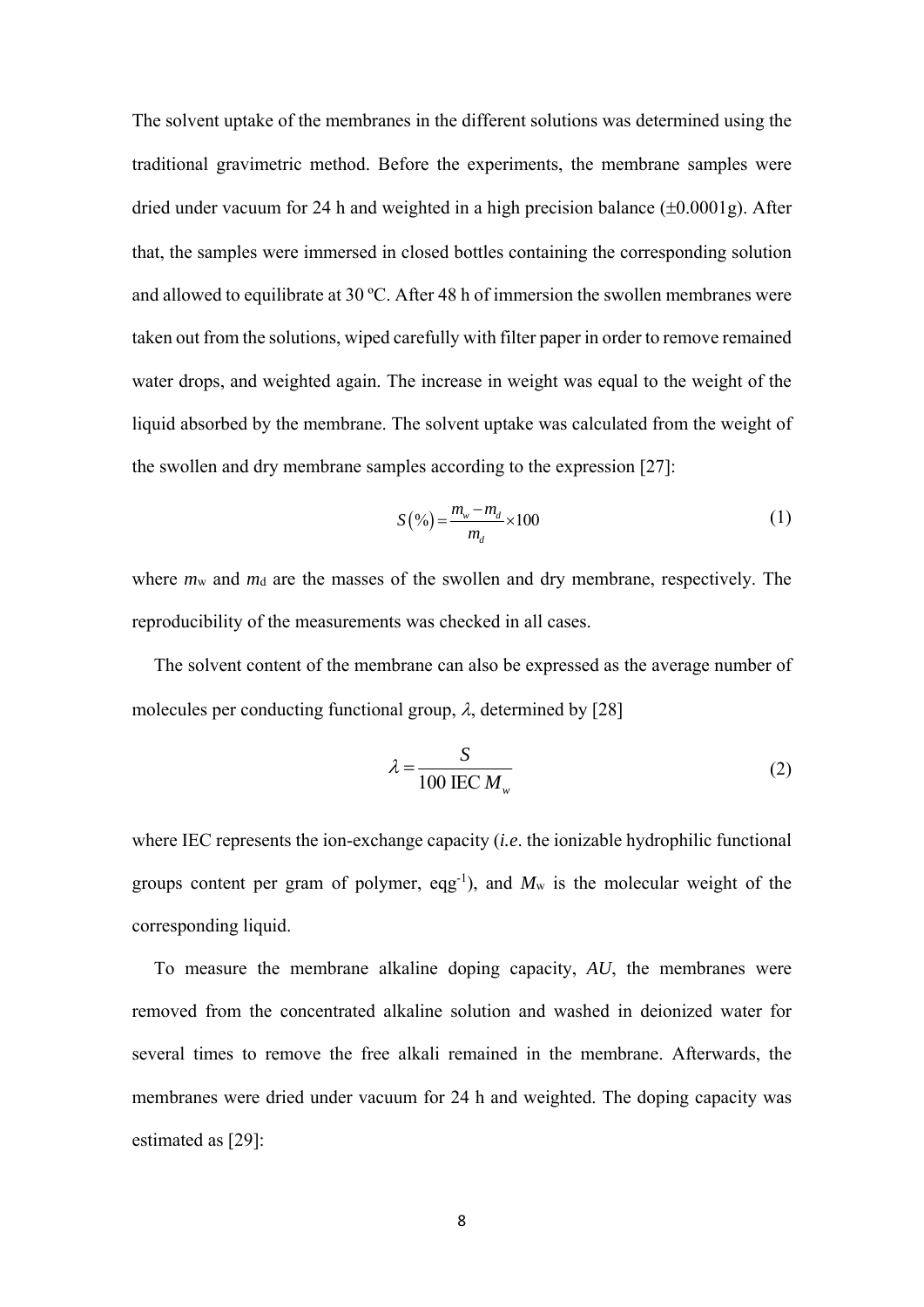The solvent uptake of the membranes in the different solutions was determined using the traditional gravimetric method. Before the experiments, the membrane samples were dried under vacuum for 24 h and weighted in a high precision balance (±0.0001g). After that, the samples were immersed in closed bottles containing the corresponding solution and allowed to equilibrate at 30 ºC. After 48 h of immersion the swollen membranes were taken out from the solutions, wiped carefully with filter paper in order to remove remained water drops, and weighted again. The increase in weight was equal to the weight of the liquid absorbed by the membrane. The solvent uptake was calculated from the weight of the swollen and dry membrane samples according to the expression [27]:

$$S(\%) = \frac{m_w - m_d}{m_d} \times 100 \tag{1}$$

where $m_w$ and $m_d$ are the masses of the swollen and dry membrane, respectively. The reproducibility of the measurements was checked in all cases.

The solvent content of the membrane can also be expressed as the average number of molecules per conducting functional group, $\lambda$, determined by [28]

$$\lambda = \frac{S}{100 \text{ IEC } M_w} \tag{2}$$

where IEC represents the ion-exchange capacity (*i.e*. the ionizable hydrophilic functional groups content per gram of polymer, eqg$^{-1}$), and $M_w$ is the molecular weight of the corresponding liquid.

To measure the membrane alkaline doping capacity, *AU*, the membranes were removed from the concentrated alkaline solution and washed in deionized water for several times to remove the free alkali remained in the membrane. Afterwards, the membranes were dried under vacuum for 24 h and weighted. The doping capacity was estimated as [29]: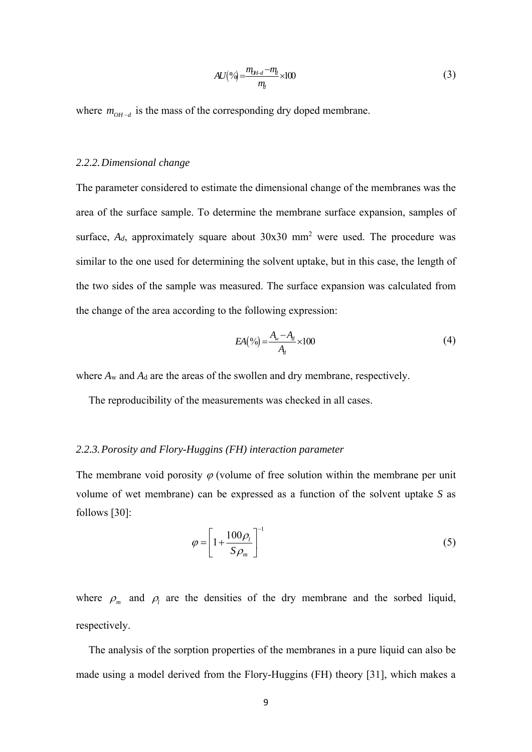$$AU(\%) = \frac{m_{OH-d} - m_d}{m_d} \times 100 \tag{3}$$

where $m_{OH-d}$ is the mass of the corresponding dry doped membrane.

### 2.2.2. Dimensional change

The parameter considered to estimate the dimensional change of the membranes was the area of the surface sample. To determine the membrane surface expansion, samples of surface, $A_d$, approximately square about 30x30 mm$^2$ were used. The procedure was similar to the one used for determining the solvent uptake, but in this case, the length of the two sides of the sample was measured. The surface expansion was calculated from the change of the area according to the following expression:

$$EA(\%) = \frac{A_w - A_d}{A_d} \times 100 \tag{4}$$

where $A_w$ and $A_d$ are the areas of the swollen and dry membrane, respectively.

The reproducibility of the measurements was checked in all cases.

### 2.2.3. Porosity and Flory-Huggins (FH) interaction parameter

The membrane void porosity $\varphi$ (volume of free solution within the membrane per unit volume of wet membrane) can be expressed as a function of the solvent uptake $S$ as follows [30]:

$$\varphi = \left[ 1 + \frac{100 \rho_l}{S \rho_m} \right]^{-1} \tag{5}$$

where $\rho_m$ and $\rho_l$ are the densities of the dry membrane and the sorbed liquid, respectively.

The analysis of the sorption properties of the membranes in a pure liquid can also be made using a model derived from the Flory-Huggins (FH) theory [31], which makes a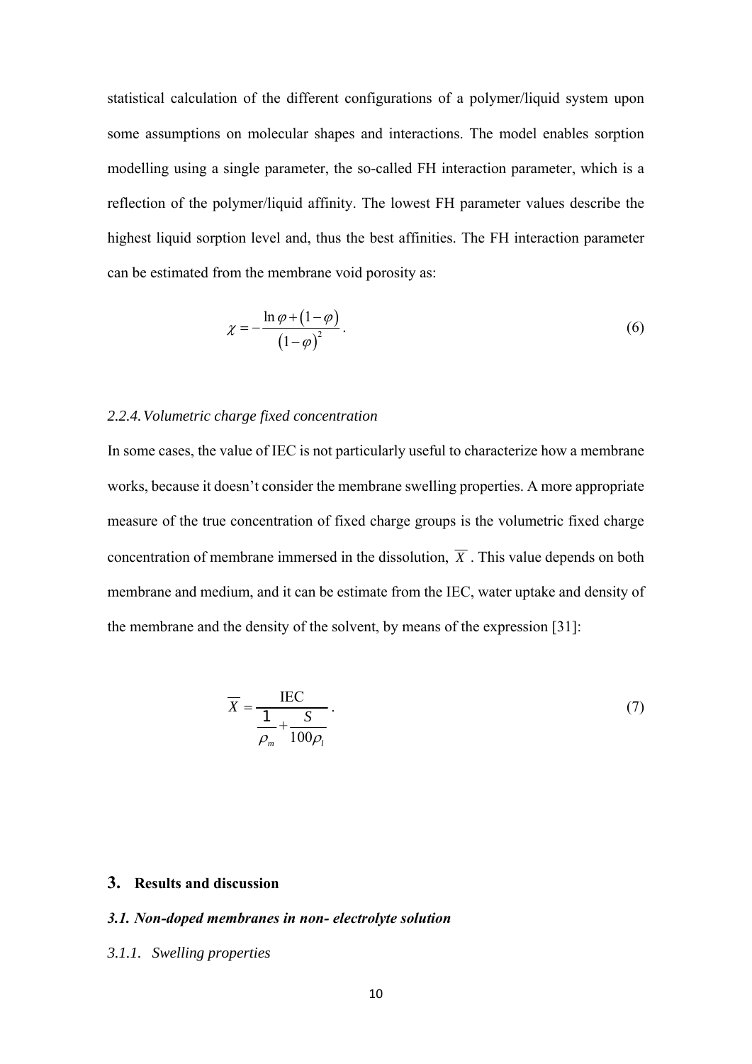statistical calculation of the different configurations of a polymer/liquid system upon some assumptions on molecular shapes and interactions. The model enables sorption modelling using a single parameter, the so-called FH interaction parameter, which is a reflection of the polymer/liquid affinity. The lowest FH parameter values describe the highest liquid sorption level and, thus the best affinities. The FH interaction parameter can be estimated from the membrane void porosity as:

$$\chi = -\frac{\ln \varphi + (1-\varphi)}{(1-\varphi)^2}. \tag{6}$$

### *2.2.4. Volumetric charge fixed concentration*

In some cases, the value of IEC is not particularly useful to characterize how a membrane works, because it doesn't consider the membrane swelling properties. A more appropriate measure of the true concentration of fixed charge groups is the volumetric fixed charge concentration of membrane immersed in the dissolution, $\overline{X}$. This value depends on both membrane and medium, and it can be estimate from the IEC, water uptake and density of the membrane and the density of the solvent, by means of the expression [31]:

$$\overline{X} = \frac{\text{IEC}}{\frac{1}{\rho_m} + \frac{S}{100\rho_l}}. \tag{7}$$

## **3. Results and discussion**

### ***3.1. Non-doped membranes in non- electrolyte solution***

#### *3.1.1. Swelling properties*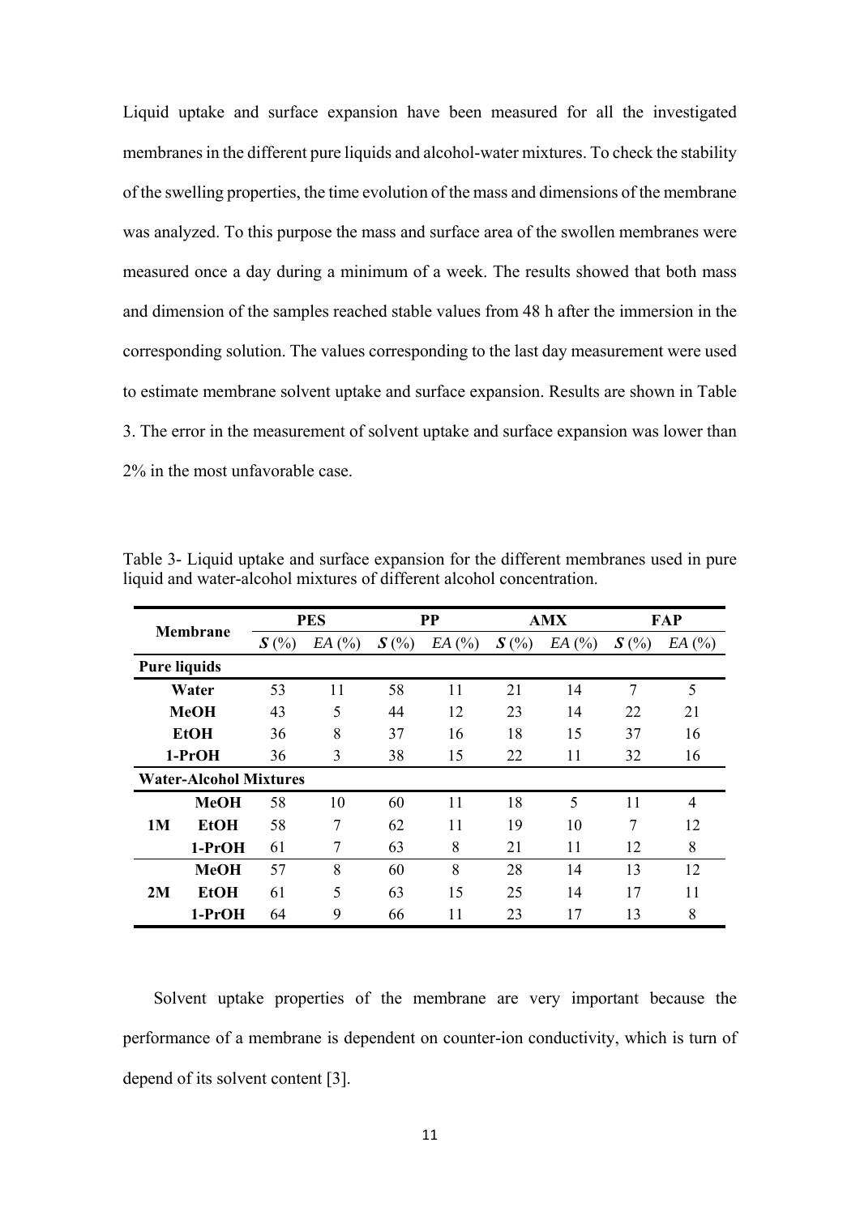Liquid uptake and surface expansion have been measured for all the investigated membranes in the different pure liquids and alcohol-water mixtures. To check the stability of the swelling properties, the time evolution of the mass and dimensions of the membrane was analyzed. To this purpose the mass and surface area of the swollen membranes were measured once a day during a minimum of a week. The results showed that both mass and dimension of the samples reached stable values from 48 h after the immersion in the corresponding solution. The values corresponding to the last day measurement were used to estimate membrane solvent uptake and surface expansion. Results are shown in Table 3. The error in the measurement of solvent uptake and surface expansion was lower than 2% in the most unfavorable case.

Table 3- Liquid uptake and surface expansion for the different membranes used in pure liquid and water-alcohol mixtures of different alcohol concentration.

| Membrane | | PES | | PP | | AMX | | FAP | |
|---|---|---|---|---|---|---|---|---|---|
| | | ***S*** (%) | *EA* (%) | ***S*** (%) | *EA* (%) | ***S*** (%) | *EA* (%) | ***S*** (%) | *EA* (%) |
| **Pure liquids** | | | | | | | | | |
| **Water** | | 53 | 11 | 58 | 11 | 21 | 14 | 7 | 5 |
| **MeOH** | | 43 | 5 | 44 | 12 | 23 | 14 | 22 | 21 |
| **EtOH** | | 36 | 8 | 37 | 16 | 18 | 15 | 37 | 16 |
| **1-PrOH** | | 36 | 3 | 38 | 15 | 22 | 11 | 32 | 16 |
| **Water-Alcohol Mixtures** | | | | | | | | | |
| **1M** | **MeOH** | 58 | 10 | 60 | 11 | 18 | 5 | 11 | 4 |
| | **EtOH** | 58 | 7 | 62 | 11 | 19 | 10 | 7 | 12 |
| | **1-PrOH** | 61 | 7 | 63 | 8 | 21 | 11 | 12 | 8 |
| **2M** | **MeOH** | 57 | 8 | 60 | 8 | 28 | 14 | 13 | 12 |
| | **EtOH** | 61 | 5 | 63 | 15 | 25 | 14 | 17 | 11 |
| | **1-PrOH** | 64 | 9 | 66 | 11 | 23 | 17 | 13 | 8 |

Solvent uptake properties of the membrane are very important because the performance of a membrane is dependent on counter-ion conductivity, which is turn of depend of its solvent content [3].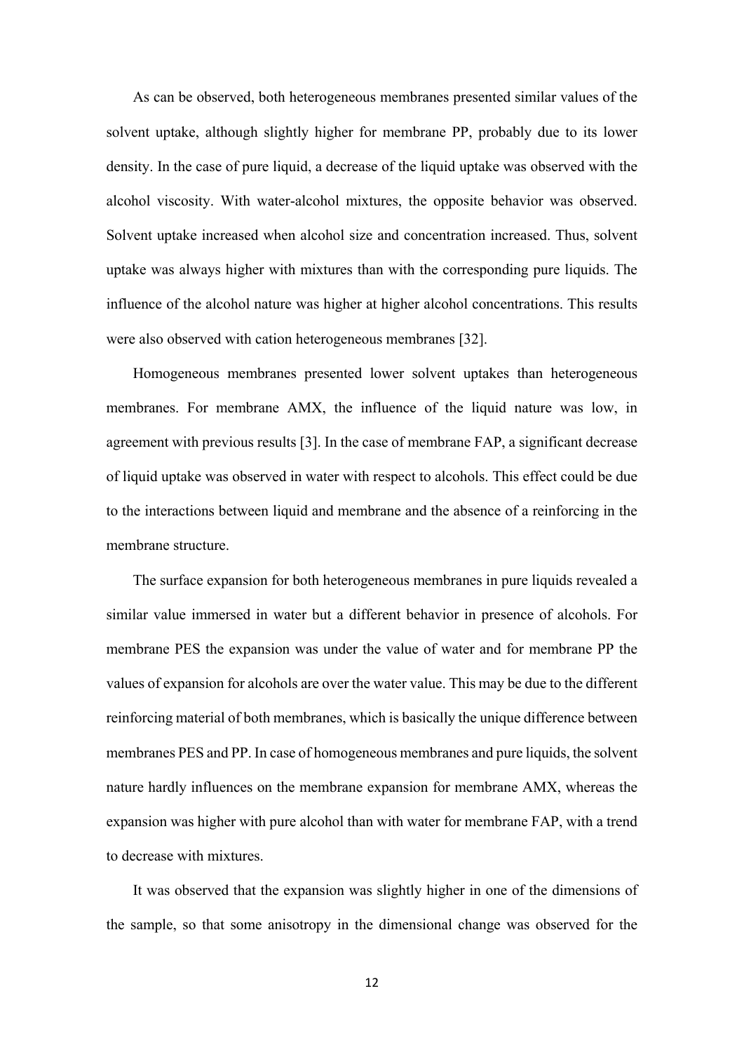As can be observed, both heterogeneous membranes presented similar values of the solvent uptake, although slightly higher for membrane PP, probably due to its lower density. In the case of pure liquid, a decrease of the liquid uptake was observed with the alcohol viscosity. With water-alcohol mixtures, the opposite behavior was observed. Solvent uptake increased when alcohol size and concentration increased. Thus, solvent uptake was always higher with mixtures than with the corresponding pure liquids. The influence of the alcohol nature was higher at higher alcohol concentrations. This results were also observed with cation heterogeneous membranes [32].

Homogeneous membranes presented lower solvent uptakes than heterogeneous membranes. For membrane AMX, the influence of the liquid nature was low, in agreement with previous results [3]. In the case of membrane FAP, a significant decrease of liquid uptake was observed in water with respect to alcohols. This effect could be due to the interactions between liquid and membrane and the absence of a reinforcing in the membrane structure.

The surface expansion for both heterogeneous membranes in pure liquids revealed a similar value immersed in water but a different behavior in presence of alcohols. For membrane PES the expansion was under the value of water and for membrane PP the values of expansion for alcohols are over the water value. This may be due to the different reinforcing material of both membranes, which is basically the unique difference between membranes PES and PP. In case of homogeneous membranes and pure liquids, the solvent nature hardly influences on the membrane expansion for membrane AMX, whereas the expansion was higher with pure alcohol than with water for membrane FAP, with a trend to decrease with mixtures.

It was observed that the expansion was slightly higher in one of the dimensions of the sample, so that some anisotropy in the dimensional change was observed for the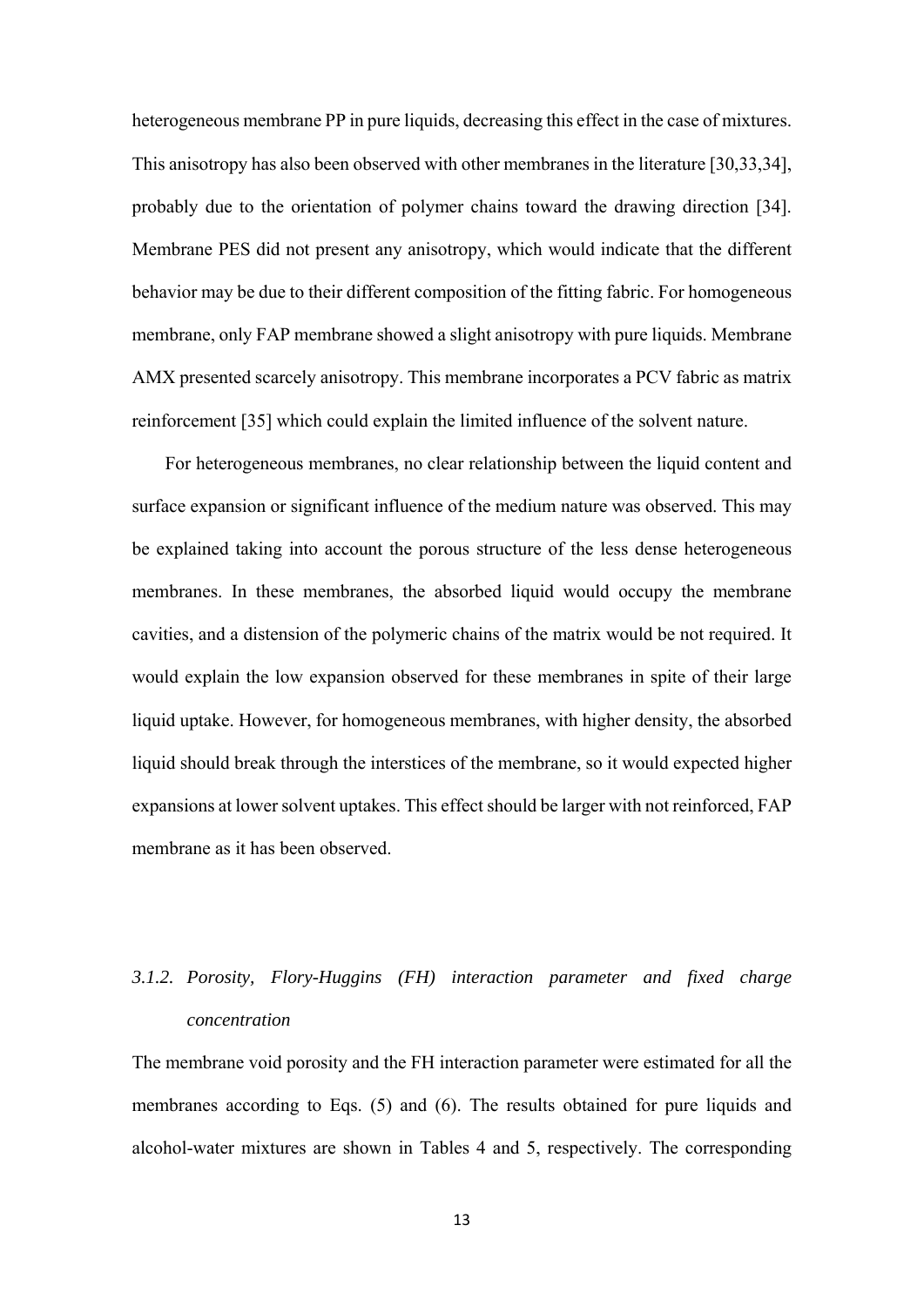heterogeneous membrane PP in pure liquids, decreasing this effect in the case of mixtures. This anisotropy has also been observed with other membranes in the literature [30,33,34], probably due to the orientation of polymer chains toward the drawing direction [34]. Membrane PES did not present any anisotropy, which would indicate that the different behavior may be due to their different composition of the fitting fabric. For homogeneous membrane, only FAP membrane showed a slight anisotropy with pure liquids. Membrane AMX presented scarcely anisotropy. This membrane incorporates a PCV fabric as matrix reinforcement [35] which could explain the limited influence of the solvent nature.

For heterogeneous membranes, no clear relationship between the liquid content and surface expansion or significant influence of the medium nature was observed. This may be explained taking into account the porous structure of the less dense heterogeneous membranes. In these membranes, the absorbed liquid would occupy the membrane cavities, and a distension of the polymeric chains of the matrix would be not required. It would explain the low expansion observed for these membranes in spite of their large liquid uptake. However, for homogeneous membranes, with higher density, the absorbed liquid should break through the interstices of the membrane, so it would expected higher expansions at lower solvent uptakes. This effect should be larger with not reinforced, FAP membrane as it has been observed.

### *3.1.2. Porosity, Flory-Huggins (FH) interaction parameter and fixed charge concentration*

The membrane void porosity and the FH interaction parameter were estimated for all the membranes according to Eqs. (5) and (6). The results obtained for pure liquids and alcohol-water mixtures are shown in Tables 4 and 5, respectively. The corresponding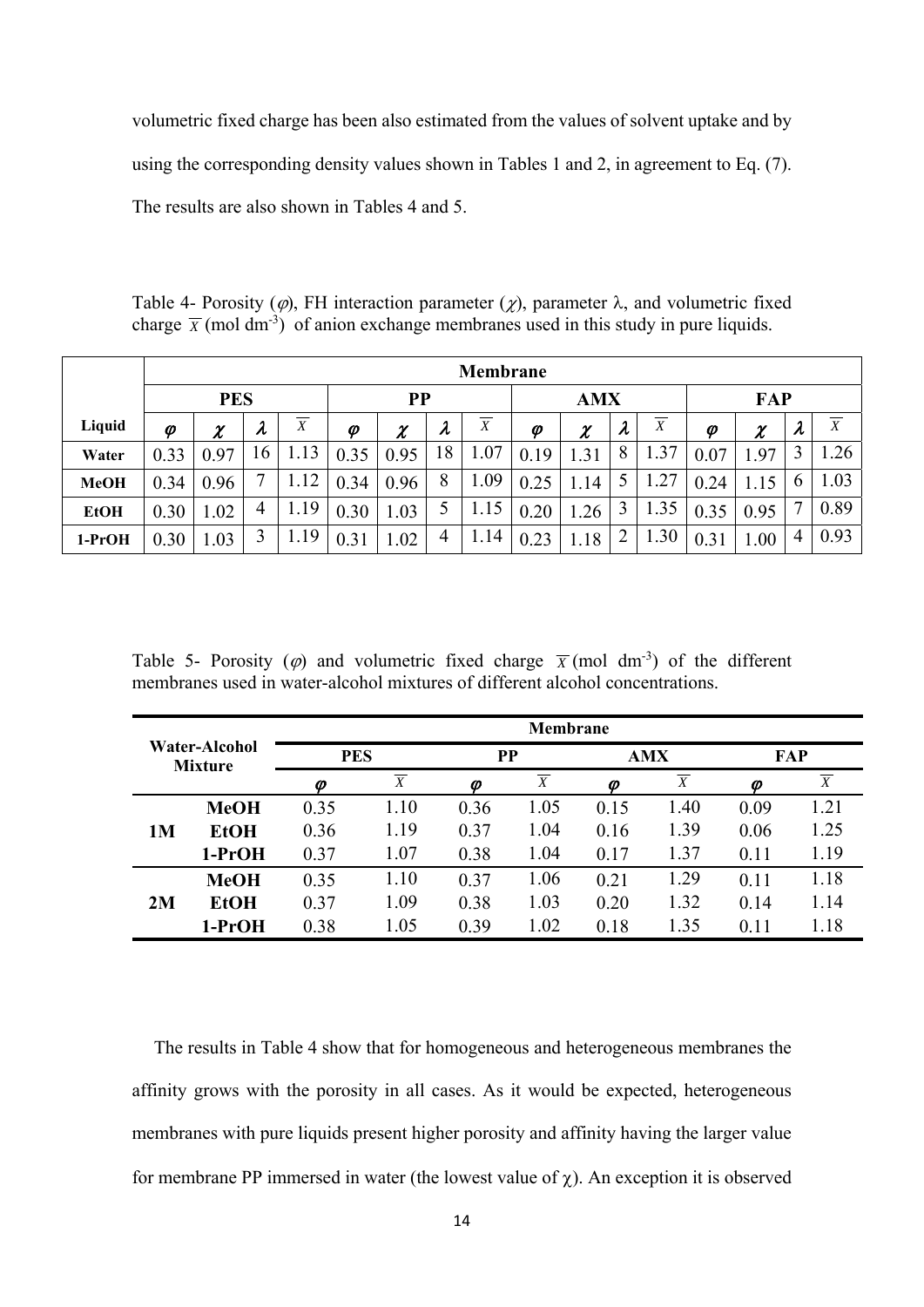volumetric fixed charge has been also estimated from the values of solvent uptake and by using the corresponding density values shown in Tables 1 and 2, in agreement to Eq. (7). The results are also shown in Tables 4 and 5.

Table 4- Porosity ($\varphi$), FH interaction parameter ($\chi$), parameter $\lambda$, and volumetric fixed charge $\overline{X}$ (mol dm$^{-3}$) of anion exchange membranes used in this study in pure liquids.

| | Membrane | | | | | | | | | | | | | | | |
|---|---|---|---|---|---|---|---|---|---|---|---|---|---|---|---|---|
| | PES | | | | PP | | | | AMX | | | | FAP | | | |
| **Liquid** | $\varphi$ | $\chi$ | $\lambda$ | $\overline{X}$ | $\varphi$ | $\chi$ | $\lambda$ | $\overline{X}$ | $\varphi$ | $\chi$ | $\lambda$ | $\overline{X}$ | $\varphi$ | $\chi$ | $\lambda$ | $\overline{X}$ |
| **Water** | 0.33 | 0.97 | 16 | 1.13 | 0.35 | 0.95 | 18 | 1.07 | 0.19 | 1.31 | 8 | 1.37 | 0.07 | 1.97 | 3 | 1.26 |
| **MeOH** | 0.34 | 0.96 | 7 | 1.12 | 0.34 | 0.96 | 8 | 1.09 | 0.25 | 1.14 | 5 | 1.27 | 0.24 | 1.15 | 6 | 1.03 |
| **EtOH** | 0.30 | 1.02 | 4 | 1.19 | 0.30 | 1.03 | 5 | 1.15 | 0.20 | 1.26 | 3 | 1.35 | 0.35 | 0.95 | 7 | 0.89 |
| **1-PrOH** | 0.30 | 1.03 | 3 | 1.19 | 0.31 | 1.02 | 4 | 1.14 | 0.23 | 1.18 | 2 | 1.30 | 0.31 | 1.00 | 4 | 0.93 |

Table 5- Porosity ($\varphi$) and volumetric fixed charge $\overline{X}$ (mol dm$^{-3}$) of the different membranes used in water-alcohol mixtures of different alcohol concentrations.

| Water-Alcohol Mixture | | Membrane | | | | | | | |
|---|---|---|---|---|---|---|---|---|---|
| | | PES | | PP | | AMX | | FAP | |
| | | $\varphi$ | $\overline{X}$ | $\varphi$ | $\overline{X}$ | $\varphi$ | $\overline{X}$ | $\varphi$ | $\overline{X}$ |
| **1M** | **MeOH** | 0.35 | 1.10 | 0.36 | 1.05 | 0.15 | 1.40 | 0.09 | 1.21 |
| | **EtOH** | 0.36 | 1.19 | 0.37 | 1.04 | 0.16 | 1.39 | 0.06 | 1.25 |
| | **1-PrOH** | 0.37 | 1.07 | 0.38 | 1.04 | 0.17 | 1.37 | 0.11 | 1.19 |
| **2M** | **MeOH** | 0.35 | 1.10 | 0.37 | 1.06 | 0.21 | 1.29 | 0.11 | 1.18 |
| | **EtOH** | 0.37 | 1.09 | 0.38 | 1.03 | 0.20 | 1.32 | 0.14 | 1.14 |
| | **1-PrOH** | 0.38 | 1.05 | 0.39 | 1.02 | 0.18 | 1.35 | 0.11 | 1.18 |

The results in Table 4 show that for homogeneous and heterogeneous membranes the affinity grows with the porosity in all cases. As it would be expected, heterogeneous membranes with pure liquids present higher porosity and affinity having the larger value for membrane PP immersed in water (the lowest value of $\chi$). An exception it is observed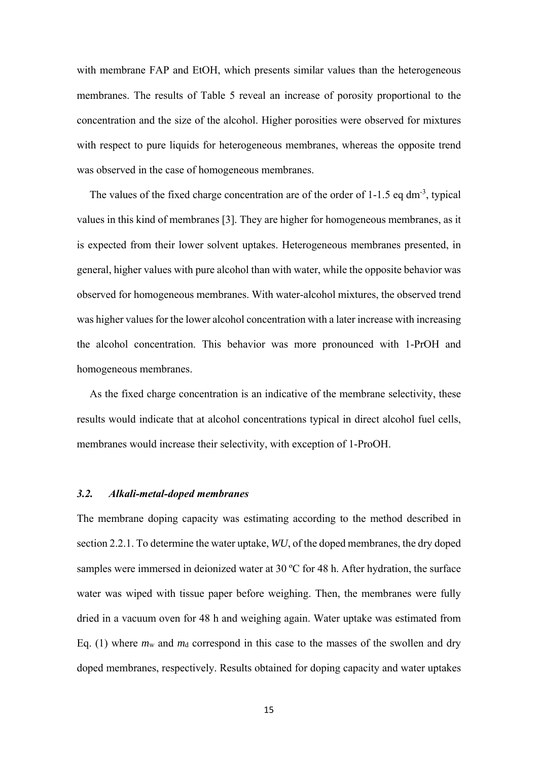with membrane FAP and EtOH, which presents similar values than the heterogeneous membranes. The results of Table 5 reveal an increase of porosity proportional to the concentration and the size of the alcohol. Higher porosities were observed for mixtures with respect to pure liquids for heterogeneous membranes, whereas the opposite trend was observed in the case of homogeneous membranes.

The values of the fixed charge concentration are of the order of 1-1.5 eq $dm^{-3}$, typical values in this kind of membranes [3]. They are higher for homogeneous membranes, as it is expected from their lower solvent uptakes. Heterogeneous membranes presented, in general, higher values with pure alcohol than with water, while the opposite behavior was observed for homogeneous membranes. With water-alcohol mixtures, the observed trend was higher values for the lower alcohol concentration with a later increase with increasing the alcohol concentration. This behavior was more pronounced with 1-PrOH and homogeneous membranes.

As the fixed charge concentration is an indicative of the membrane selectivity, these results would indicate that at alcohol concentrations typical in direct alcohol fuel cells, membranes would increase their selectivity, with exception of 1-ProOH.

### *3.2. Alkali-metal-doped membranes*

The membrane doping capacity was estimating according to the method described in section 2.2.1. To determine the water uptake, *WU*, of the doped membranes, the dry doped samples were immersed in deionized water at 30 ºC for 48 h. After hydration, the surface water was wiped with tissue paper before weighing. Then, the membranes were fully dried in a vacuum oven for 48 h and weighing again. Water uptake was estimated from Eq. (1) where $m_w$ and $m_d$ correspond in this case to the masses of the swollen and dry doped membranes, respectively. Results obtained for doping capacity and water uptakes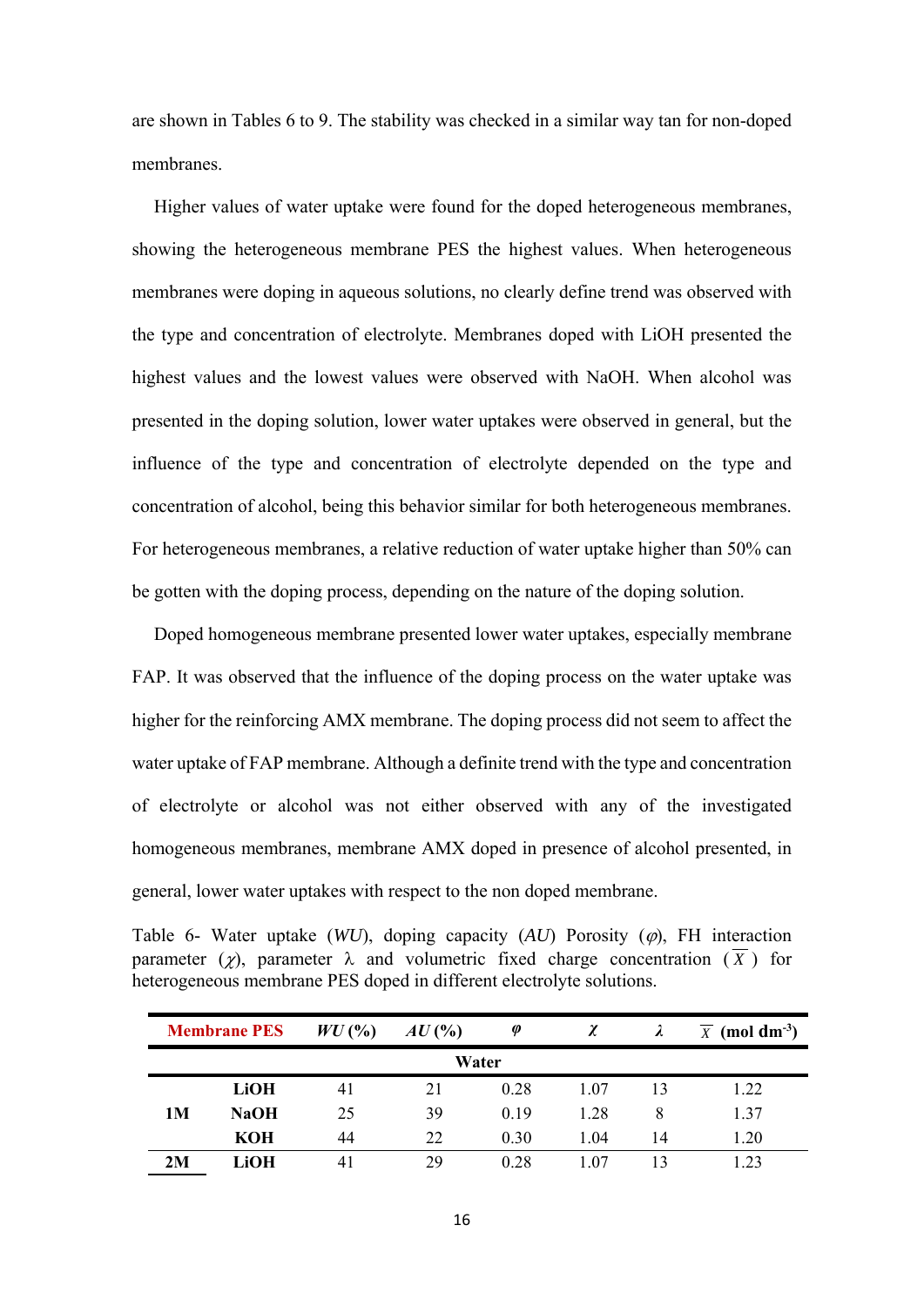are shown in Tables 6 to 9. The stability was checked in a similar way tan for non-doped membranes.

Higher values of water uptake were found for the doped heterogeneous membranes, showing the heterogeneous membrane PES the highest values. When heterogeneous membranes were doping in aqueous solutions, no clearly define trend was observed with the type and concentration of electrolyte. Membranes doped with LiOH presented the highest values and the lowest values were observed with NaOH. When alcohol was presented in the doping solution, lower water uptakes were observed in general, but the influence of the type and concentration of electrolyte depended on the type and concentration of alcohol, being this behavior similar for both heterogeneous membranes. For heterogeneous membranes, a relative reduction of water uptake higher than 50% can be gotten with the doping process, depending on the nature of the doping solution.

Doped homogeneous membrane presented lower water uptakes, especially membrane FAP. It was observed that the influence of the doping process on the water uptake was higher for the reinforcing AMX membrane. The doping process did not seem to affect the water uptake of FAP membrane. Although a definite trend with the type and concentration of electrolyte or alcohol was not either observed with any of the investigated homogeneous membranes, membrane AMX doped in presence of alcohol presented, in general, lower water uptakes with respect to the non doped membrane.

Table 6- Water uptake (*WU*), doping capacity (*AU*) Porosity ($\varphi$), FH interaction parameter ($\chi$), parameter $\lambda$ and volumetric fixed charge concentration ($\overline{X}$) for heterogeneous membrane PES doped in different electrolyte solutions.

| **Membrane PES** | | ***WU* (%)** | ***AU* (%)** | $\varphi$ | $\chi$ | $\lambda$ | $\overline{X}$ **(mol dm$^{-3}$)** |
|---|---|---|---|---|---|---|---|
| | | **Water** | | | | | |
| **1M** | **LiOH** | 41 | 21 | 0.28 | 1.07 | 13 | 1.22 |
| | **NaOH** | 25 | 39 | 0.19 | 1.28 | 8 | 1.37 |
| | **KOH** | 44 | 22 | 0.30 | 1.04 | 14 | 1.20 |
| **2M** | **LiOH** | 41 | 29 | 0.28 | 1.07 | 13 | 1.23 |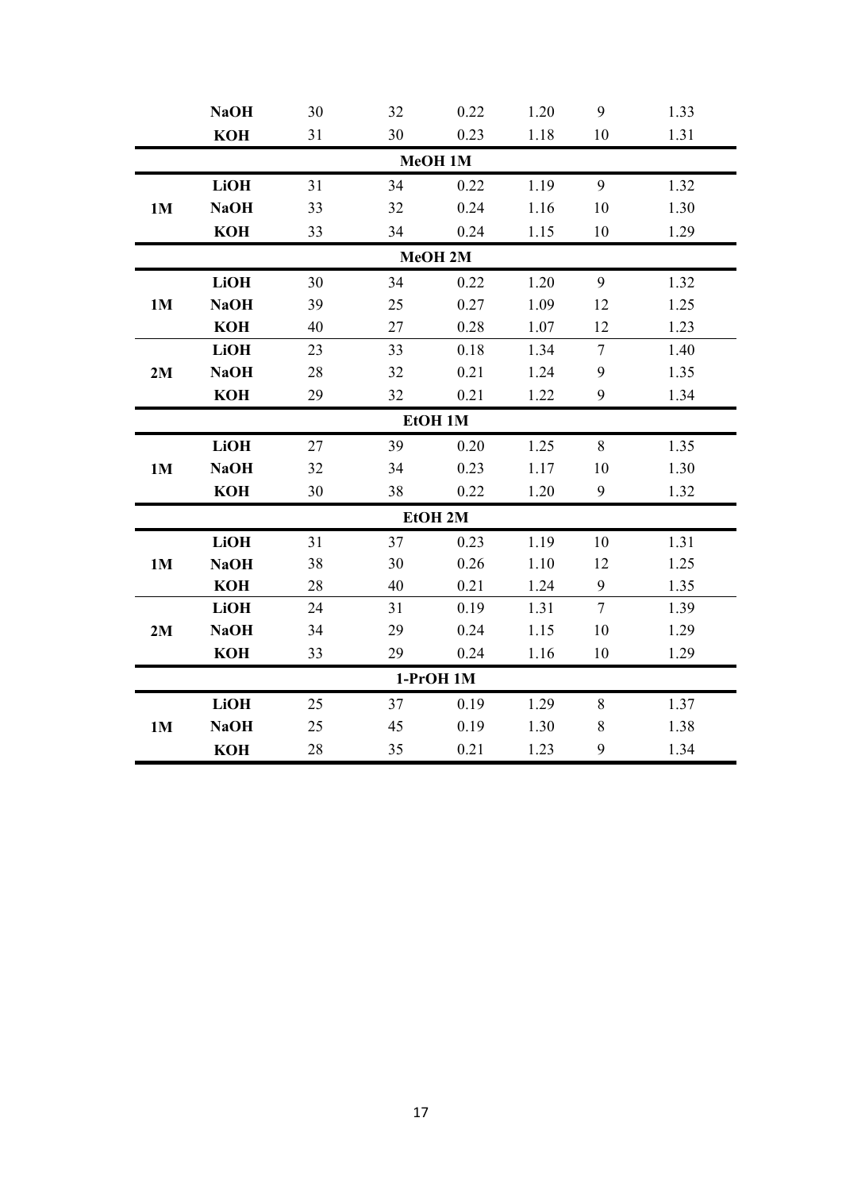| | | | | | | | |
|---|---|---|---|---|---|---|---|
| | **NaOH** | 30 | 32 | 0.22 | 1.20 | 9 | 1.33 |
| | **KOH** | 31 | 30 | 0.23 | 1.18 | 10 | 1.31 |
| | | | **MeOH 1M** | | | | |
| **1M** | **LiOH** | 31 | 34 | 0.22 | 1.19 | 9 | 1.32 |
| | **NaOH** | 33 | 32 | 0.24 | 1.16 | 10 | 1.30 |
| | **KOH** | 33 | 34 | 0.24 | 1.15 | 10 | 1.29 |
| | | | **MeOH 2M** | | | | |
| **1M** | **LiOH** | 30 | 34 | 0.22 | 1.20 | 9 | 1.32 |
| | **NaOH** | 39 | 25 | 0.27 | 1.09 | 12 | 1.25 |
| | **KOH** | 40 | 27 | 0.28 | 1.07 | 12 | 1.23 |
| **2M** | **LiOH** | 23 | 33 | 0.18 | 1.34 | 7 | 1.40 |
| | **NaOH** | 28 | 32 | 0.21 | 1.24 | 9 | 1.35 |
| | **KOH** | 29 | 32 | 0.21 | 1.22 | 9 | 1.34 |
| | | | **EtOH 1M** | | | | |
| **1M** | **LiOH** | 27 | 39 | 0.20 | 1.25 | 8 | 1.35 |
| | **NaOH** | 32 | 34 | 0.23 | 1.17 | 10 | 1.30 |
| | **KOH** | 30 | 38 | 0.22 | 1.20 | 9 | 1.32 |
| | | | **EtOH 2M** | | | | |
| **1M** | **LiOH** | 31 | 37 | 0.23 | 1.19 | 10 | 1.31 |
| | **NaOH** | 38 | 30 | 0.26 | 1.10 | 12 | 1.25 |
| | **KOH** | 28 | 40 | 0.21 | 1.24 | 9 | 1.35 |
| **2M** | **LiOH** | 24 | 31 | 0.19 | 1.31 | 7 | 1.39 |
| | **NaOH** | 34 | 29 | 0.24 | 1.15 | 10 | 1.29 |
| | **KOH** | 33 | 29 | 0.24 | 1.16 | 10 | 1.29 |
| | | | **1-PrOH 1M** | | | | |
| **1M** | **LiOH** | 25 | 37 | 0.19 | 1.29 | 8 | 1.37 |
| | **NaOH** | 25 | 45 | 0.19 | 1.30 | 8 | 1.38 |
| | **KOH** | 28 | 35 | 0.21 | 1.23 | 9 | 1.34 |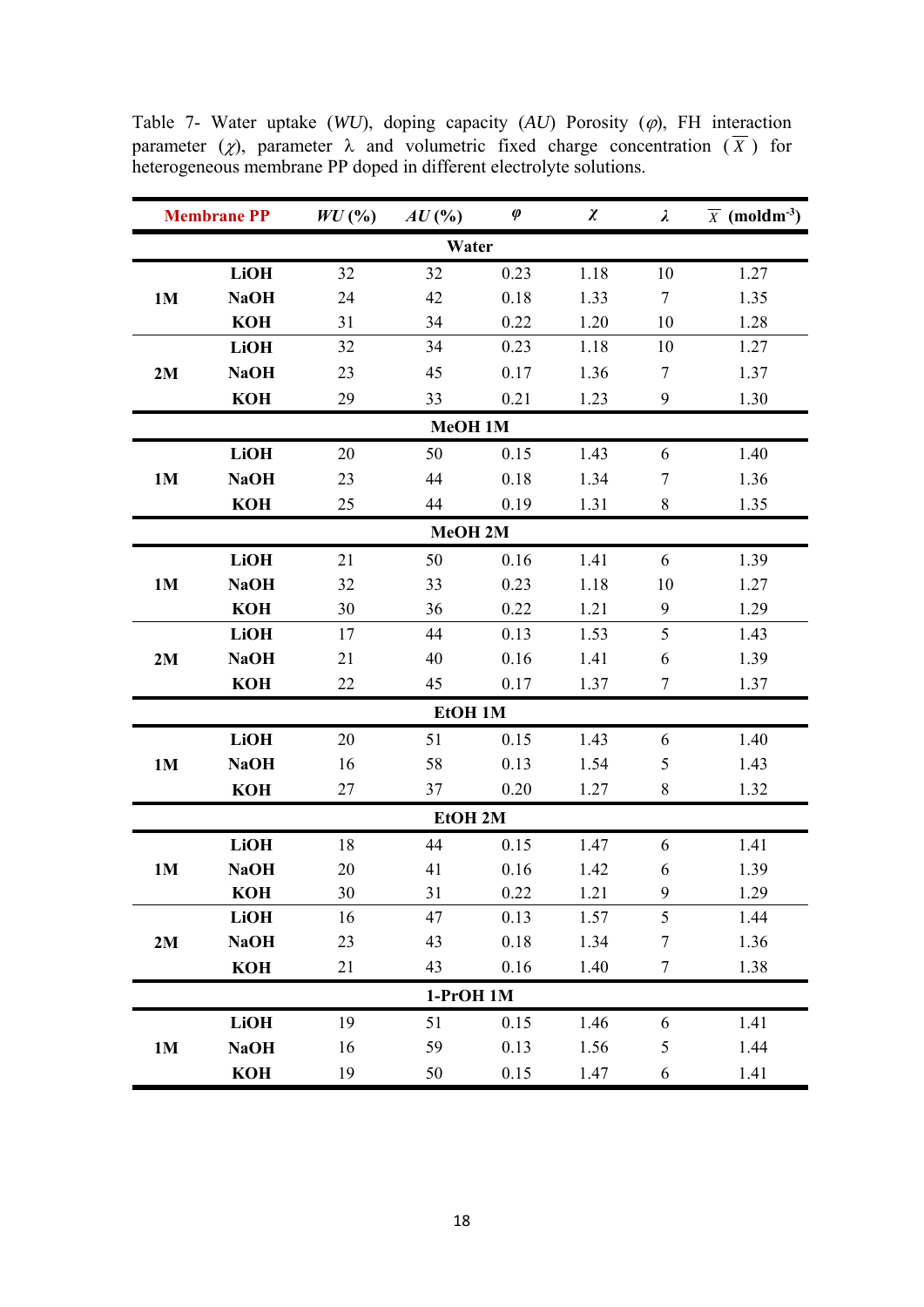Table 7- Water uptake (*WU*), doping capacity (*AU*) Porosity ($\varphi$), FH interaction parameter ($\chi$), parameter $\lambda$ and volumetric fixed charge concentration ($\overline{X}$) for heterogeneous membrane PP doped in different electrolyte solutions.

| Membrane PP | | *WU* (%) | *AU* (%) | $\varphi$ | $\chi$ | $\lambda$ | $\overline{X}$ (moldm$^{-3}$) |
|---|---|---|---|---|---|---|---|
| | | | | **Water** | | | |
| **1M** | **LiOH** | 32 | 32 | 0.23 | 1.18 | 10 | 1.27 |
| | **NaOH** | 24 | 42 | 0.18 | 1.33 | 7 | 1.35 |
| | **KOH** | 31 | 34 | 0.22 | 1.20 | 10 | 1.28 |
| **2M** | **LiOH** | 32 | 34 | 0.23 | 1.18 | 10 | 1.27 |
| | **NaOH** | 23 | 45 | 0.17 | 1.36 | 7 | 1.37 |
| | **KOH** | 29 | 33 | 0.21 | 1.23 | 9 | 1.30 |
| | | | | **MeOH 1M** | | | |
| **1M** | **LiOH** | 20 | 50 | 0.15 | 1.43 | 6 | 1.40 |
| | **NaOH** | 23 | 44 | 0.18 | 1.34 | 7 | 1.36 |
| | **KOH** | 25 | 44 | 0.19 | 1.31 | 8 | 1.35 |
| | | | | **MeOH 2M** | | | |
| **1M** | **LiOH** | 21 | 50 | 0.16 | 1.41 | 6 | 1.39 |
| | **NaOH** | 32 | 33 | 0.23 | 1.18 | 10 | 1.27 |
| | **KOH** | 30 | 36 | 0.22 | 1.21 | 9 | 1.29 |
| **2M** | **LiOH** | 17 | 44 | 0.13 | 1.53 | 5 | 1.43 |
| | **NaOH** | 21 | 40 | 0.16 | 1.41 | 6 | 1.39 |
| | **KOH** | 22 | 45 | 0.17 | 1.37 | 7 | 1.37 |
| | | | | **EtOH 1M** | | | |
| **1M** | **LiOH** | 20 | 51 | 0.15 | 1.43 | 6 | 1.40 |
| | **NaOH** | 16 | 58 | 0.13 | 1.54 | 5 | 1.43 |
| | **KOH** | 27 | 37 | 0.20 | 1.27 | 8 | 1.32 |
| | | | | **EtOH 2M** | | | |
| **1M** | **LiOH** | 18 | 44 | 0.15 | 1.47 | 6 | 1.41 |
| | **NaOH** | 20 | 41 | 0.16 | 1.42 | 6 | 1.39 |
| | **KOH** | 30 | 31 | 0.22 | 1.21 | 9 | 1.29 |
| **2M** | **LiOH** | 16 | 47 | 0.13 | 1.57 | 5 | 1.44 |
| | **NaOH** | 23 | 43 | 0.18 | 1.34 | 7 | 1.36 |
| | **KOH** | 21 | 43 | 0.16 | 1.40 | 7 | 1.38 |
| | | | | **1-PrOH 1M** | | | |
| **1M** | **LiOH** | 19 | 51 | 0.15 | 1.46 | 6 | 1.41 |
| | **NaOH** | 16 | 59 | 0.13 | 1.56 | 5 | 1.44 |
| | **KOH** | 19 | 50 | 0.15 | 1.47 | 6 | 1.41 |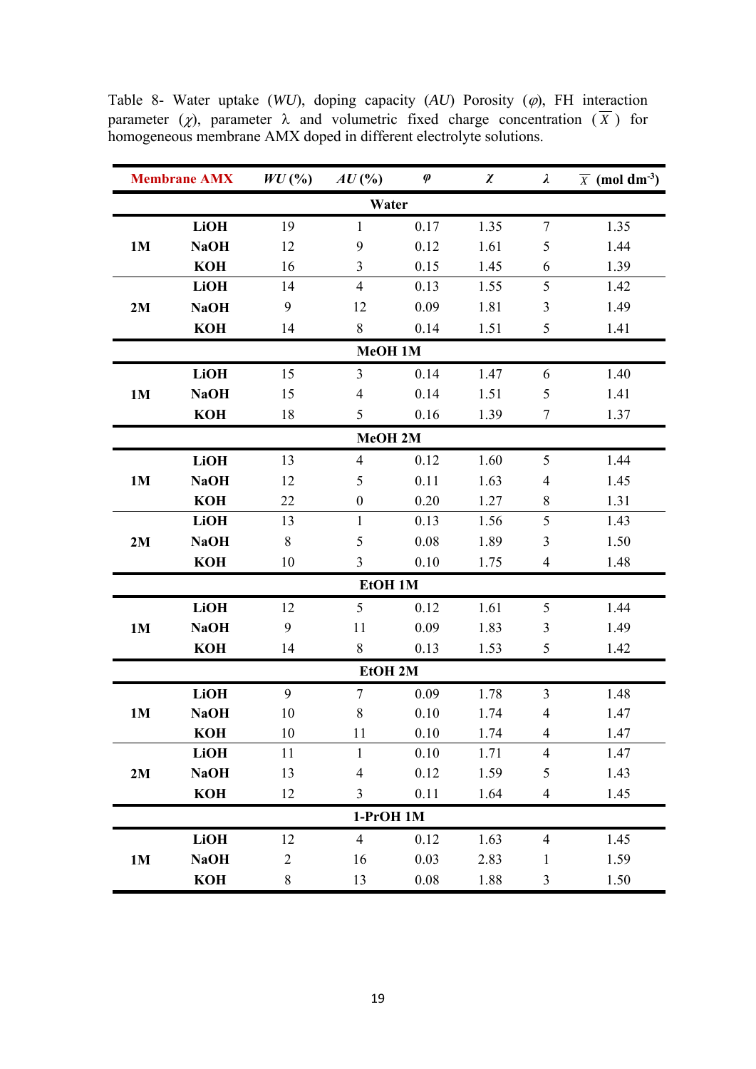Table 8- Water uptake (*WU*), doping capacity (*AU*) Porosity ($\varphi$), FH interaction parameter ($\chi$), parameter $\lambda$ and volumetric fixed charge concentration ($\overline{X}$) for homogeneous membrane AMX doped in different electrolyte solutions.

| Membrane AMX | | *WU* (%) | *AU* (%) | $\varphi$ | $\chi$ | $\lambda$ | $\overline{X}$ (mol dm$^{-3}$) |
|---|---|---|---|---|---|---|---|
| | | | **Water** | | | | |
| **1M** | **LiOH** | 19 | 1 | 0.17 | 1.35 | 7 | 1.35 |
| | **NaOH** | 12 | 9 | 0.12 | 1.61 | 5 | 1.44 |
| | **KOH** | 16 | 3 | 0.15 | 1.45 | 6 | 1.39 |
| **2M** | **LiOH** | 14 | 4 | 0.13 | 1.55 | 5 | 1.42 |
| | **NaOH** | 9 | 12 | 0.09 | 1.81 | 3 | 1.49 |
| | **KOH** | 14 | 8 | 0.14 | 1.51 | 5 | 1.41 |
| | | | **MeOH 1M** | | | | |
| **1M** | **LiOH** | 15 | 3 | 0.14 | 1.47 | 6 | 1.40 |
| | **NaOH** | 15 | 4 | 0.14 | 1.51 | 5 | 1.41 |
| | **KOH** | 18 | 5 | 0.16 | 1.39 | 7 | 1.37 |
| | | | **MeOH 2M** | | | | |
| **1M** | **LiOH** | 13 | 4 | 0.12 | 1.60 | 5 | 1.44 |
| | **NaOH** | 12 | 5 | 0.11 | 1.63 | 4 | 1.45 |
| | **KOH** | 22 | 0 | 0.20 | 1.27 | 8 | 1.31 |
| **2M** | **LiOH** | 13 | 1 | 0.13 | 1.56 | 5 | 1.43 |
| | **NaOH** | 8 | 5 | 0.08 | 1.89 | 3 | 1.50 |
| | **KOH** | 10 | 3 | 0.10 | 1.75 | 4 | 1.48 |
| | | | **EtOH 1M** | | | | |
| **1M** | **LiOH** | 12 | 5 | 0.12 | 1.61 | 5 | 1.44 |
| | **NaOH** | 9 | 11 | 0.09 | 1.83 | 3 | 1.49 |
| | **KOH** | 14 | 8 | 0.13 | 1.53 | 5 | 1.42 |
| | | | **EtOH 2M** | | | | |
| **1M** | **LiOH** | 9 | 7 | 0.09 | 1.78 | 3 | 1.48 |
| | **NaOH** | 10 | 8 | 0.10 | 1.74 | 4 | 1.47 |
| | **KOH** | 10 | 11 | 0.10 | 1.74 | 4 | 1.47 |
| **2M** | **LiOH** | 11 | 1 | 0.10 | 1.71 | 4 | 1.47 |
| | **NaOH** | 13 | 4 | 0.12 | 1.59 | 5 | 1.43 |
| | **KOH** | 12 | 3 | 0.11 | 1.64 | 4 | 1.45 |
| | | | **1-PrOH 1M** | | | | |
| **1M** | **LiOH** | 12 | 4 | 0.12 | 1.63 | 4 | 1.45 |
| | **NaOH** | 2 | 16 | 0.03 | 2.83 | 1 | 1.59 |
| | **KOH** | 8 | 13 | 0.08 | 1.88 | 3 | 1.50 |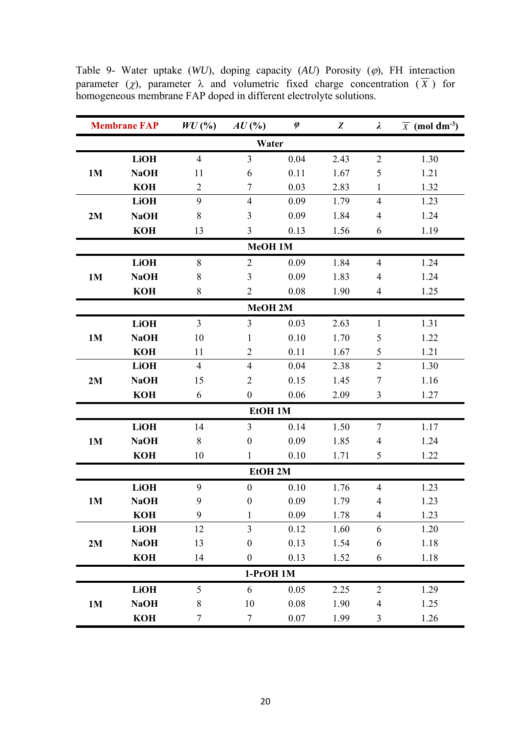Table 9- Water uptake (*WU*), doping capacity (*AU*) Porosity ($\varphi$), FH interaction parameter ($\chi$), parameter $\lambda$ and volumetric fixed charge concentration ($\overline{X}$) for homogeneous membrane FAP doped in different electrolyte solutions.

| Membrane FAP | | *WU* (%) | *AU* (%) | $\varphi$ | $\chi$ | $\lambda$ | $\overline{X}$ (mol dm$^{-3}$) |
|---|---|---|---|---|---|---|---|
| | | | **Water** | | | | |
| **1M** | **LiOH** | 4 | 3 | 0.04 | 2.43 | 2 | 1.30 |
| | **NaOH** | 11 | 6 | 0.11 | 1.67 | 5 | 1.21 |
| | **KOH** | 2 | 7 | 0.03 | 2.83 | 1 | 1.32 |
| **2M** | **LiOH** | 9 | 4 | 0.09 | 1.79 | 4 | 1.23 |
| | **NaOH** | 8 | 3 | 0.09 | 1.84 | 4 | 1.24 |
| | **KOH** | 13 | 3 | 0.13 | 1.56 | 6 | 1.19 |
| | | | **MeOH 1M** | | | | |
| **1M** | **LiOH** | 8 | 2 | 0.09 | 1.84 | 4 | 1.24 |
| | **NaOH** | 8 | 3 | 0.09 | 1.83 | 4 | 1.24 |
| | **KOH** | 8 | 2 | 0.08 | 1.90 | 4 | 1.25 |
| | | | **MeOH 2M** | | | | |
| **1M** | **LiOH** | 3 | 3 | 0.03 | 2.63 | 1 | 1.31 |
| | **NaOH** | 10 | 1 | 0.10 | 1.70 | 5 | 1.22 |
| | **KOH** | 11 | 2 | 0.11 | 1.67 | 5 | 1.21 |
| **2M** | **LiOH** | 4 | 4 | 0.04 | 2.38 | 2 | 1.30 |
| | **NaOH** | 15 | 2 | 0.15 | 1.45 | 7 | 1.16 |
| | **KOH** | 6 | 0 | 0.06 | 2.09 | 3 | 1.27 |
| | | | **EtOH 1M** | | | | |
| **1M** | **LiOH** | 14 | 3 | 0.14 | 1.50 | 7 | 1.17 |
| | **NaOH** | 8 | 0 | 0.09 | 1.85 | 4 | 1.24 |
| | **KOH** | 10 | 1 | 0.10 | 1.71 | 5 | 1.22 |
| | | | **EtOH 2M** | | | | |
| **1M** | **LiOH** | 9 | 0 | 0.10 | 1.76 | 4 | 1.23 |
| | **NaOH** | 9 | 0 | 0.09 | 1.79 | 4 | 1.23 |
| | **KOH** | 9 | 1 | 0.09 | 1.78 | 4 | 1.23 |
| **2M** | **LiOH** | 12 | 3 | 0.12 | 1.60 | 6 | 1.20 |
| | **NaOH** | 13 | 0 | 0.13 | 1.54 | 6 | 1.18 |
| | **KOH** | 14 | 0 | 0.13 | 1.52 | 6 | 1.18 |
| | | | **1-PrOH 1M** | | | | |
| **1M** | **LiOH** | 5 | 6 | 0.05 | 2.25 | 2 | 1.29 |
| | **NaOH** | 8 | 10 | 0.08 | 1.90 | 4 | 1.25 |
| | **KOH** | 7 | 7 | 0.07 | 1.99 | 3 | 1.26 |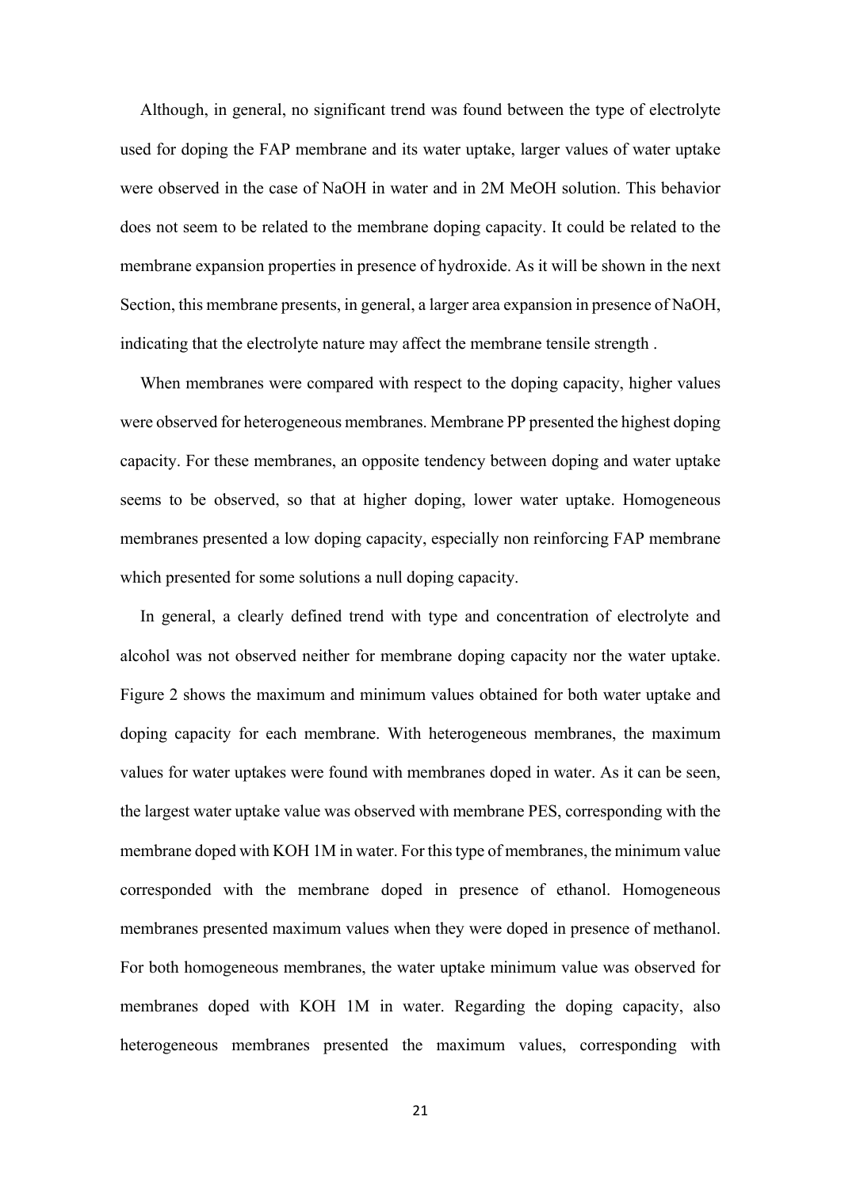Although, in general, no significant trend was found between the type of electrolyte used for doping the FAP membrane and its water uptake, larger values of water uptake were observed in the case of NaOH in water and in 2M MeOH solution. This behavior does not seem to be related to the membrane doping capacity. It could be related to the membrane expansion properties in presence of hydroxide. As it will be shown in the next Section, this membrane presents, in general, a larger area expansion in presence of NaOH, indicating that the electrolyte nature may affect the membrane tensile strength .

When membranes were compared with respect to the doping capacity, higher values were observed for heterogeneous membranes. Membrane PP presented the highest doping capacity. For these membranes, an opposite tendency between doping and water uptake seems to be observed, so that at higher doping, lower water uptake. Homogeneous membranes presented a low doping capacity, especially non reinforcing FAP membrane which presented for some solutions a null doping capacity.

In general, a clearly defined trend with type and concentration of electrolyte and alcohol was not observed neither for membrane doping capacity nor the water uptake. Figure 2 shows the maximum and minimum values obtained for both water uptake and doping capacity for each membrane. With heterogeneous membranes, the maximum values for water uptakes were found with membranes doped in water. As it can be seen, the largest water uptake value was observed with membrane PES, corresponding with the membrane doped with KOH 1M in water. For this type of membranes, the minimum value corresponded with the membrane doped in presence of ethanol. Homogeneous membranes presented maximum values when they were doped in presence of methanol. For both homogeneous membranes, the water uptake minimum value was observed for membranes doped with KOH 1M in water. Regarding the doping capacity, also heterogeneous membranes presented the maximum values, corresponding with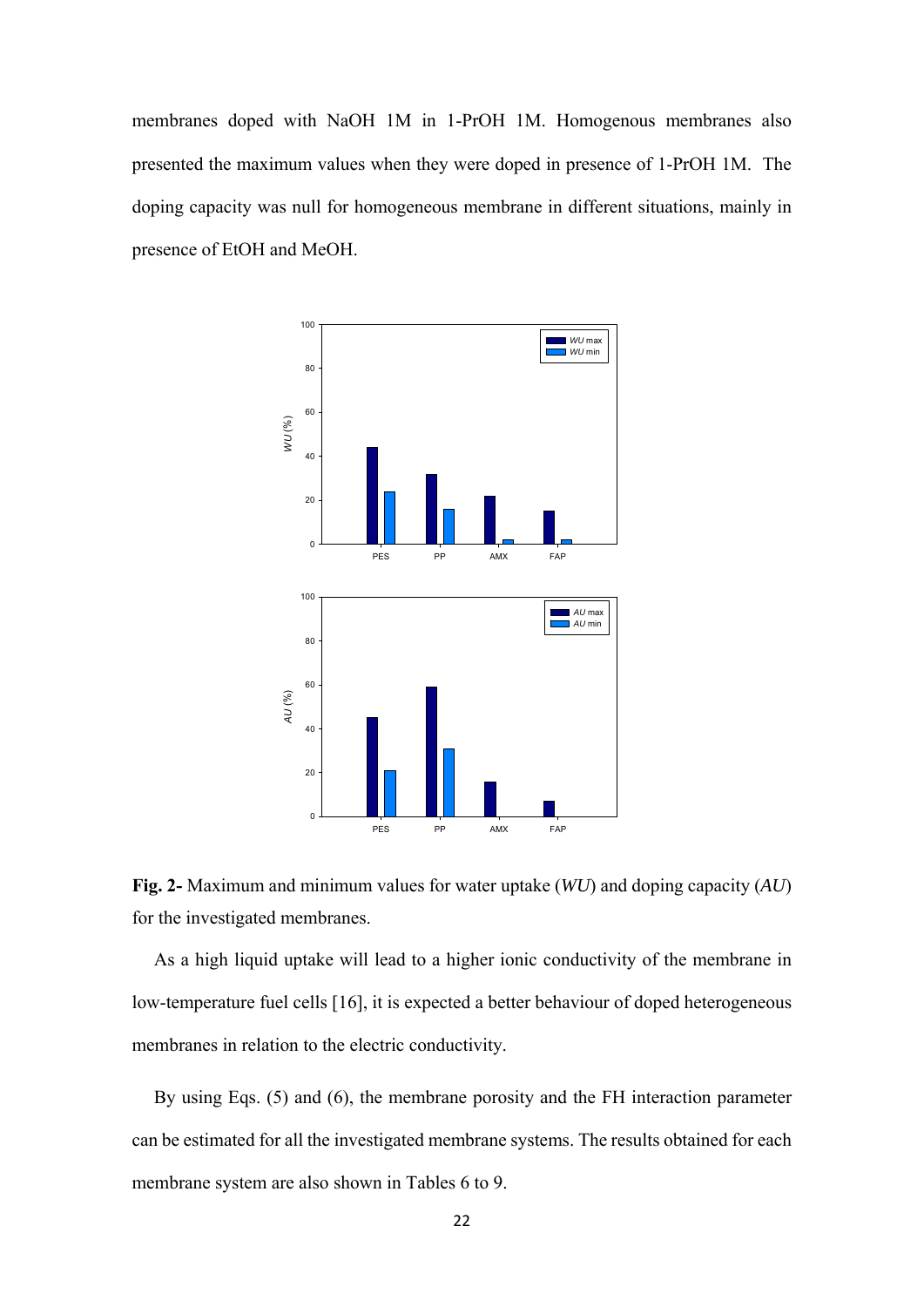membranes doped with NaOH 1M in 1-PrOH 1M. Homogenous membranes also presented the maximum values when they were doped in presence of 1-PrOH 1M. The doping capacity was null for homogeneous membrane in different situations, mainly in presence of EtOH and MeOH.

**Fig. 2-** Maximum and minimum values for water uptake (*WU*) and doping capacity (*AU*) for the investigated membranes.

As a high liquid uptake will lead to a higher ionic conductivity of the membrane in low-temperature fuel cells [16], it is expected a better behaviour of doped heterogeneous membranes in relation to the electric conductivity.

By using Eqs. (5) and (6), the membrane porosity and the FH interaction parameter can be estimated for all the investigated membrane systems. The results obtained for each membrane system are also shown in Tables 6 to 9.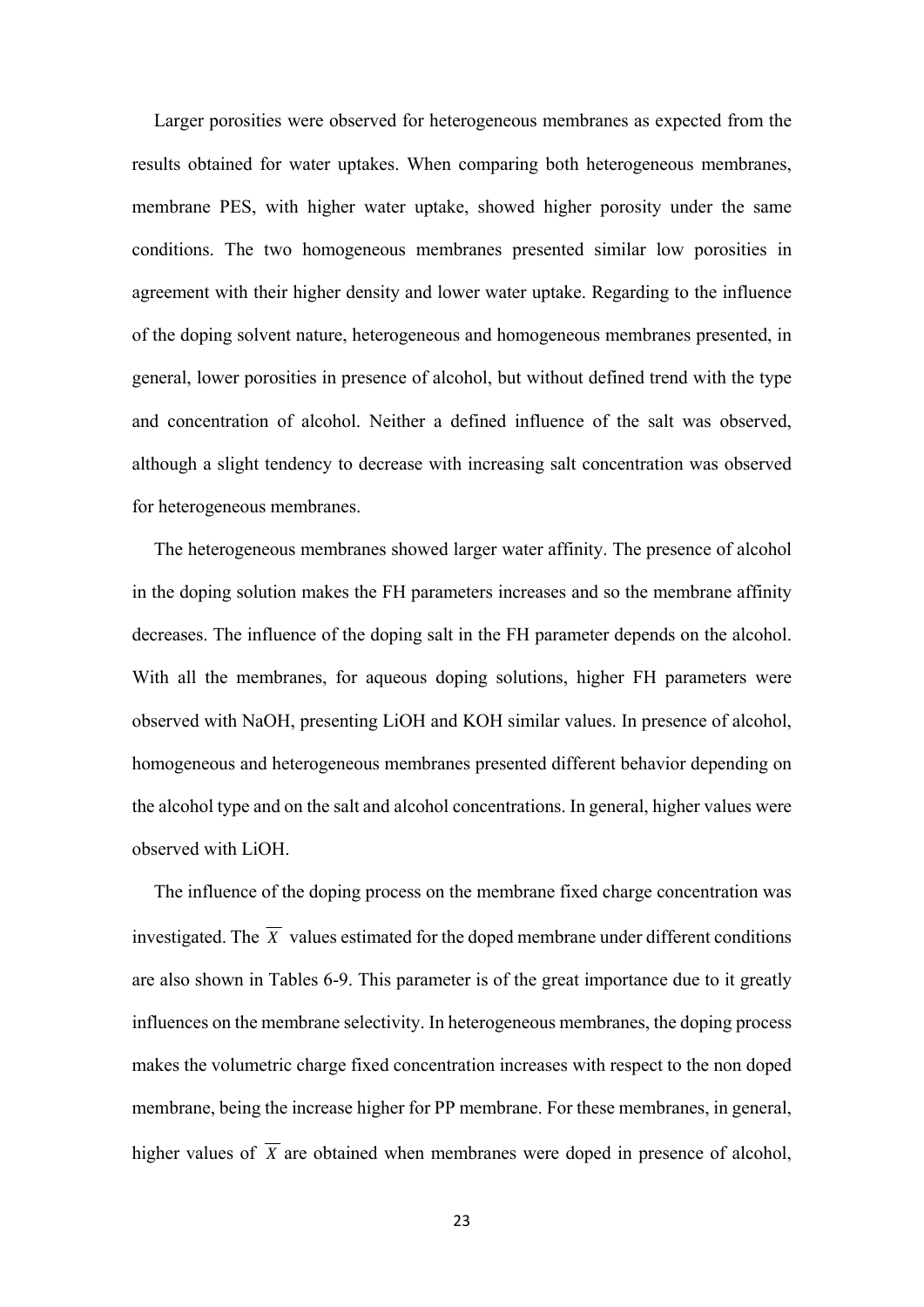Larger porosities were observed for heterogeneous membranes as expected from the results obtained for water uptakes. When comparing both heterogeneous membranes, membrane PES, with higher water uptake, showed higher porosity under the same conditions. The two homogeneous membranes presented similar low porosities in agreement with their higher density and lower water uptake. Regarding to the influence of the doping solvent nature, heterogeneous and homogeneous membranes presented, in general, lower porosities in presence of alcohol, but without defined trend with the type and concentration of alcohol. Neither a defined influence of the salt was observed, although a slight tendency to decrease with increasing salt concentration was observed for heterogeneous membranes.

The heterogeneous membranes showed larger water affinity. The presence of alcohol in the doping solution makes the FH parameters increases and so the membrane affinity decreases. The influence of the doping salt in the FH parameter depends on the alcohol. With all the membranes, for aqueous doping solutions, higher FH parameters were observed with NaOH, presenting LiOH and KOH similar values. In presence of alcohol, homogeneous and heterogeneous membranes presented different behavior depending on the alcohol type and on the salt and alcohol concentrations. In general, higher values were observed with LiOH.

The influence of the doping process on the membrane fixed charge concentration was investigated. The $\overline{X}$ values estimated for the doped membrane under different conditions are also shown in Tables 6-9. This parameter is of the great importance due to it greatly influences on the membrane selectivity. In heterogeneous membranes, the doping process makes the volumetric charge fixed concentration increases with respect to the non doped membrane, being the increase higher for PP membrane. For these membranes, in general, higher values of $\overline{X}$ are obtained when membranes were doped in presence of alcohol,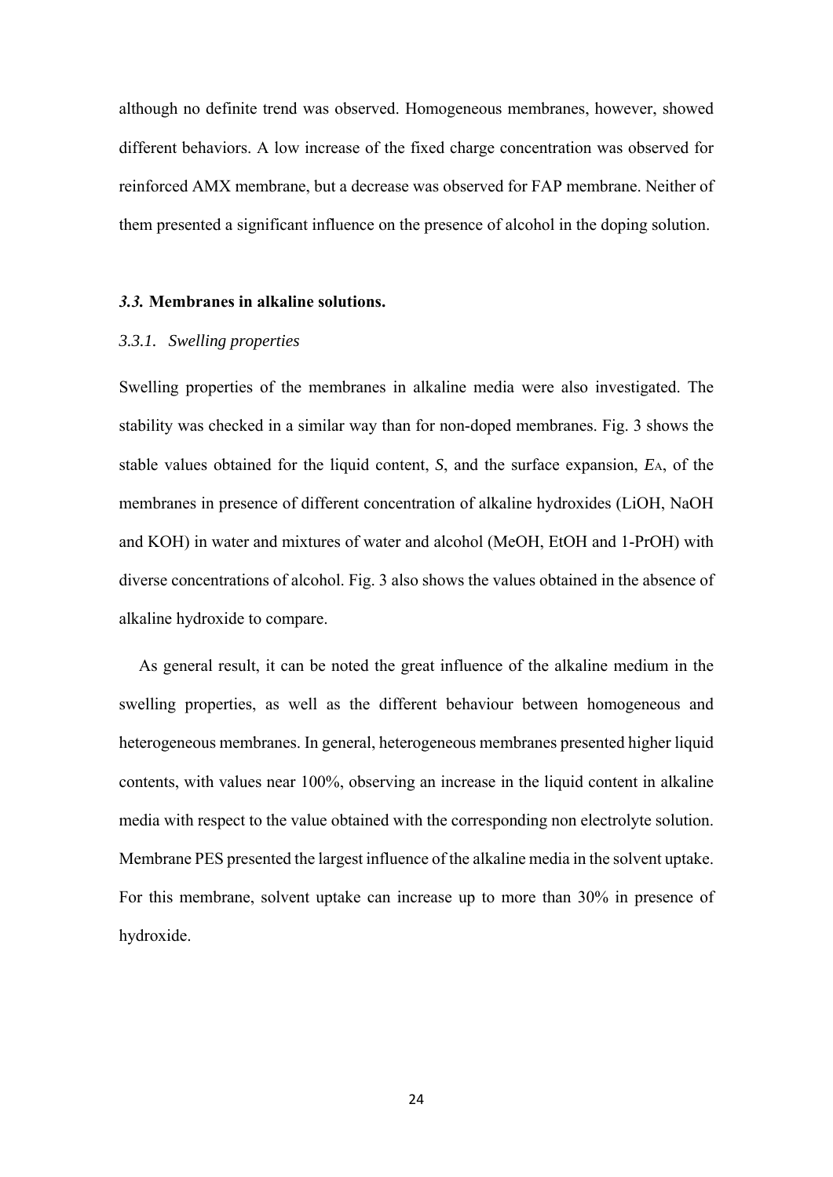although no definite trend was observed. Homogeneous membranes, however, showed different behaviors. A low increase of the fixed charge concentration was observed for reinforced AMX membrane, but a decrease was observed for FAP membrane. Neither of them presented a significant influence on the presence of alcohol in the doping solution.

### *3.3.* **Membranes in alkaline solutions.**

#### *3.3.1. Swelling properties*

Swelling properties of the membranes in alkaline media were also investigated. The stability was checked in a similar way than for non-doped membranes. Fig. 3 shows the stable values obtained for the liquid content, *S*, and the surface expansion, $E_A$, of the membranes in presence of different concentration of alkaline hydroxides (LiOH, NaOH and KOH) in water and mixtures of water and alcohol (MeOH, EtOH and 1-PrOH) with diverse concentrations of alcohol. Fig. 3 also shows the values obtained in the absence of alkaline hydroxide to compare.

As general result, it can be noted the great influence of the alkaline medium in the swelling properties, as well as the different behaviour between homogeneous and heterogeneous membranes. In general, heterogeneous membranes presented higher liquid contents, with values near 100%, observing an increase in the liquid content in alkaline media with respect to the value obtained with the corresponding non electrolyte solution. Membrane PES presented the largest influence of the alkaline media in the solvent uptake. For this membrane, solvent uptake can increase up to more than 30% in presence of hydroxide.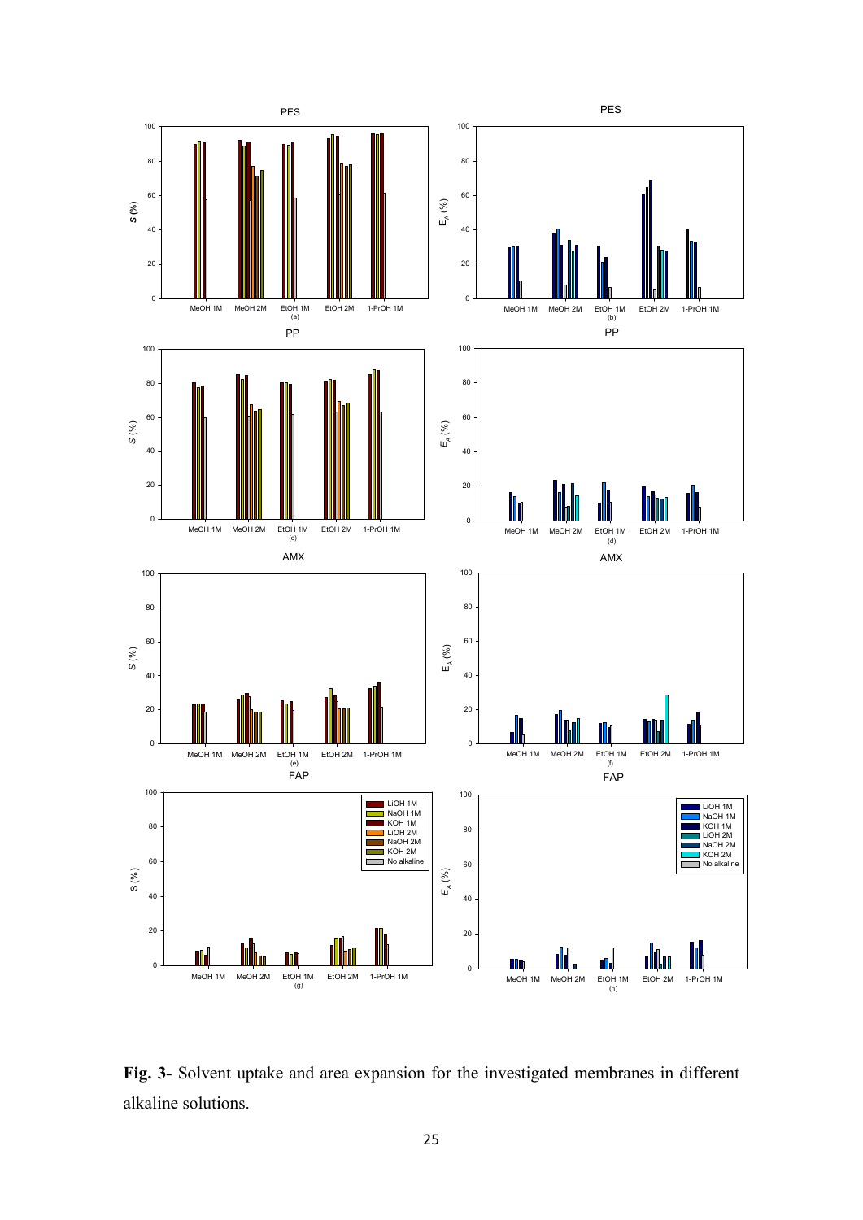**Fig. 3-** Solvent uptake and area expansion for the investigated membranes in different alkaline solutions.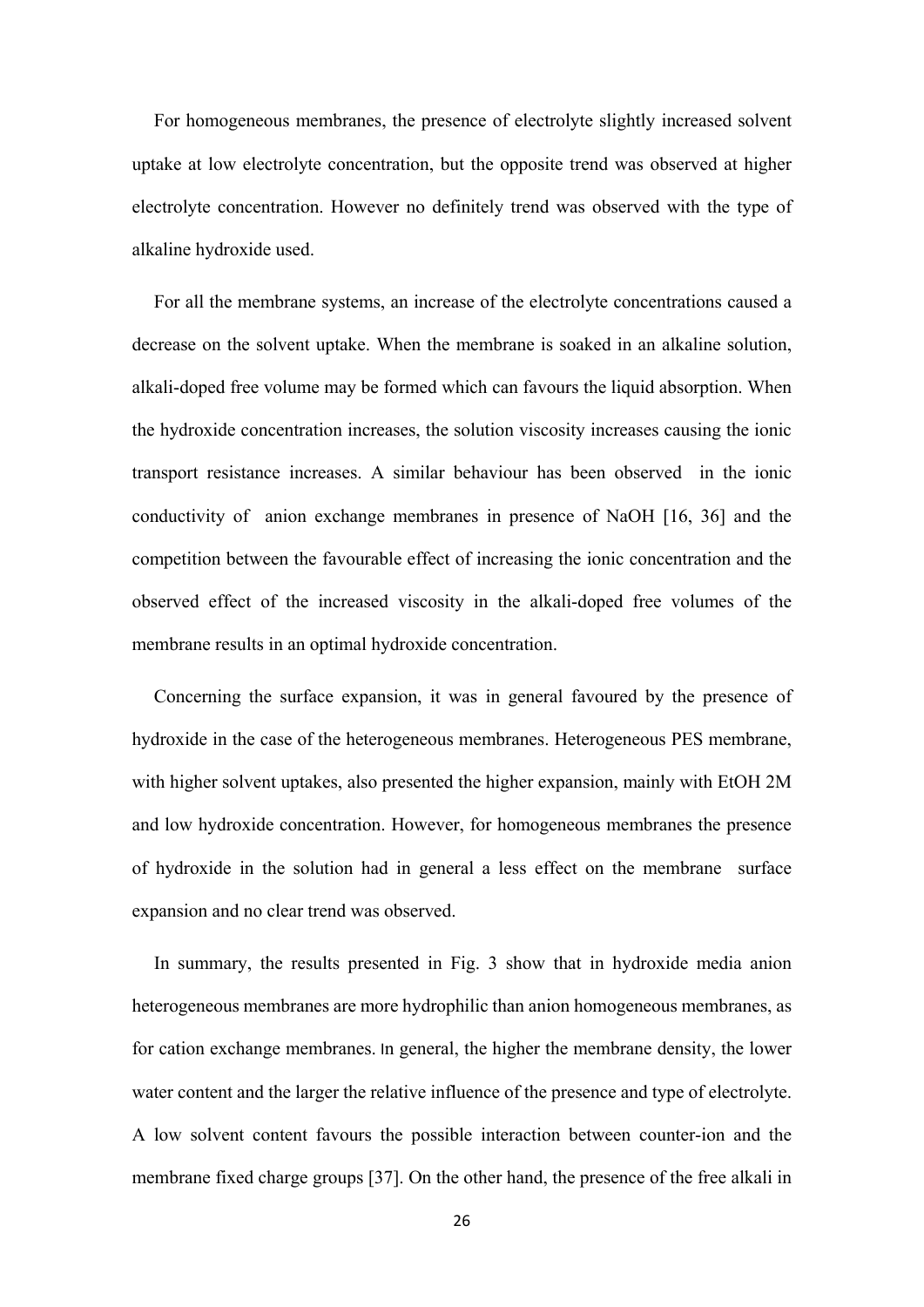For homogeneous membranes, the presence of electrolyte slightly increased solvent uptake at low electrolyte concentration, but the opposite trend was observed at higher electrolyte concentration. However no definitely trend was observed with the type of alkaline hydroxide used.

For all the membrane systems, an increase of the electrolyte concentrations caused a decrease on the solvent uptake. When the membrane is soaked in an alkaline solution, alkali-doped free volume may be formed which can favours the liquid absorption. When the hydroxide concentration increases, the solution viscosity increases causing the ionic transport resistance increases. A similar behaviour has been observed in the ionic conductivity of anion exchange membranes in presence of NaOH [16, 36] and the competition between the favourable effect of increasing the ionic concentration and the observed effect of the increased viscosity in the alkali-doped free volumes of the membrane results in an optimal hydroxide concentration.

Concerning the surface expansion, it was in general favoured by the presence of hydroxide in the case of the heterogeneous membranes. Heterogeneous PES membrane, with higher solvent uptakes, also presented the higher expansion, mainly with EtOH 2M and low hydroxide concentration. However, for homogeneous membranes the presence of hydroxide in the solution had in general a less effect on the membrane surface expansion and no clear trend was observed.

In summary, the results presented in Fig. 3 show that in hydroxide media anion heterogeneous membranes are more hydrophilic than anion homogeneous membranes, as for cation exchange membranes. In general, the higher the membrane density, the lower water content and the larger the relative influence of the presence and type of electrolyte. A low solvent content favours the possible interaction between counter-ion and the membrane fixed charge groups [37]. On the other hand, the presence of the free alkali in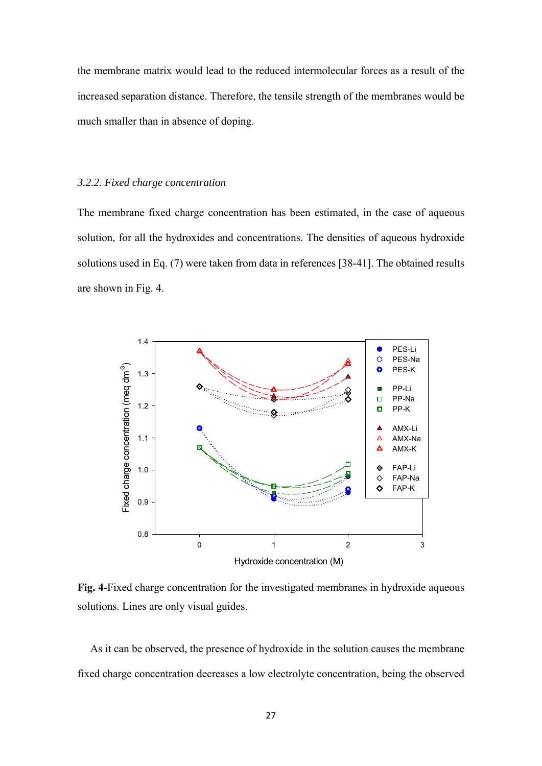the membrane matrix would lead to the reduced intermolecular forces as a result of the increased separation distance. Therefore, the tensile strength of the membranes would be much smaller than in absence of doping.

### *3.2.2. Fixed charge concentration*

The membrane fixed charge concentration has been estimated, in the case of aqueous solution, for all the hydroxides and concentrations. The densities of aqueous hydroxide solutions used in Eq. (7) were taken from data in references [38-41]. The obtained results are shown in Fig. 4.

**Fig. 4-**Fixed charge concentration for the investigated membranes in hydroxide aqueous solutions. Lines are only visual guides.

As it can be observed, the presence of hydroxide in the solution causes the membrane fixed charge concentration decreases a low electrolyte concentration, being the observed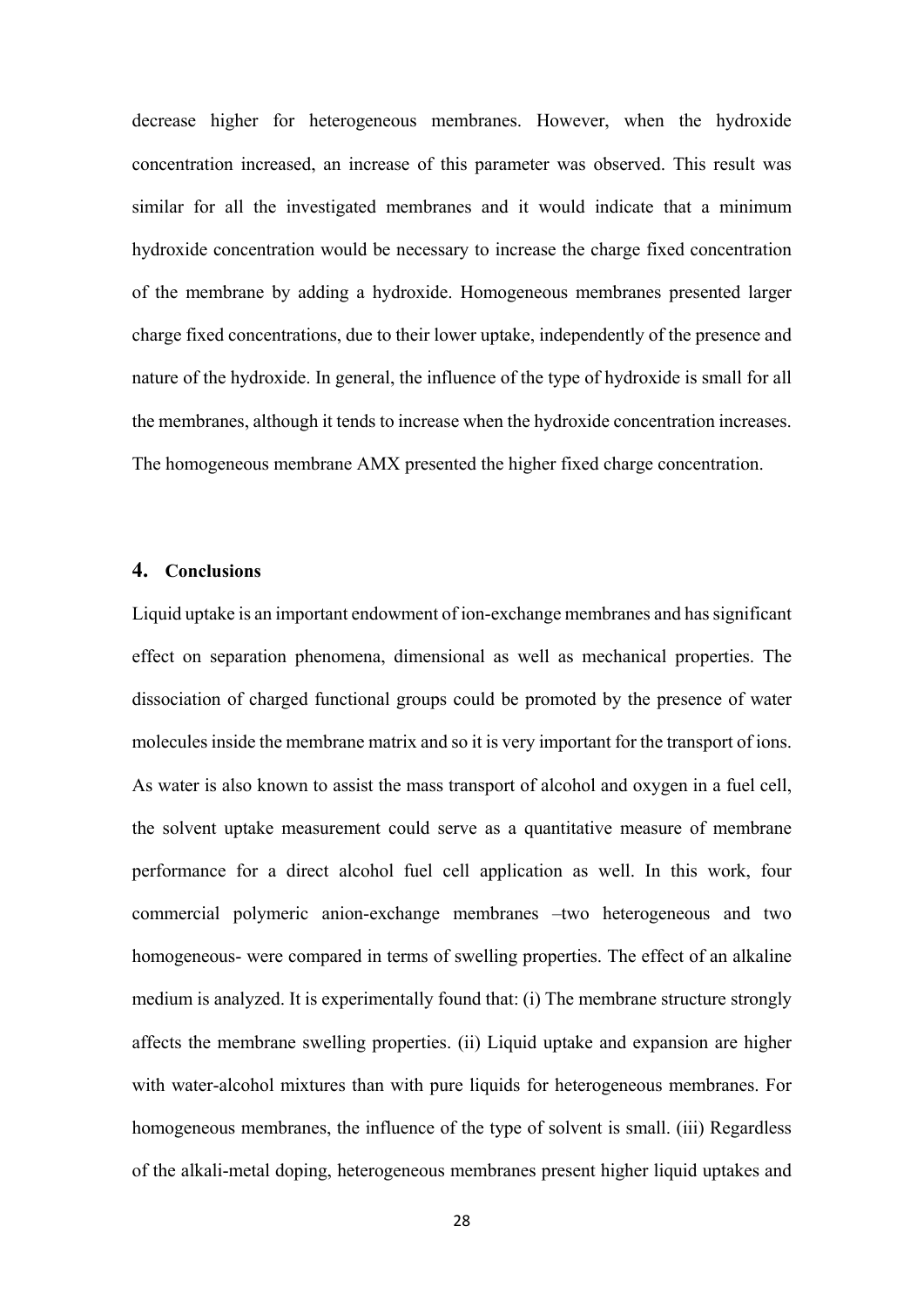decrease higher for heterogeneous membranes. However, when the hydroxide concentration increased, an increase of this parameter was observed. This result was similar for all the investigated membranes and it would indicate that a minimum hydroxide concentration would be necessary to increase the charge fixed concentration of the membrane by adding a hydroxide. Homogeneous membranes presented larger charge fixed concentrations, due to their lower uptake, independently of the presence and nature of the hydroxide. In general, the influence of the type of hydroxide is small for all the membranes, although it tends to increase when the hydroxide concentration increases. The homogeneous membrane AMX presented the higher fixed charge concentration.

## 4. Conclusions

Liquid uptake is an important endowment of ion-exchange membranes and has significant effect on separation phenomena, dimensional as well as mechanical properties. The dissociation of charged functional groups could be promoted by the presence of water molecules inside the membrane matrix and so it is very important for the transport of ions. As water is also known to assist the mass transport of alcohol and oxygen in a fuel cell, the solvent uptake measurement could serve as a quantitative measure of membrane performance for a direct alcohol fuel cell application as well. In this work, four commercial polymeric anion-exchange membranes –two heterogeneous and two homogeneous- were compared in terms of swelling properties. The effect of an alkaline medium is analyzed. It is experimentally found that: (i) The membrane structure strongly affects the membrane swelling properties. (ii) Liquid uptake and expansion are higher with water-alcohol mixtures than with pure liquids for heterogeneous membranes. For homogeneous membranes, the influence of the type of solvent is small. (iii) Regardless of the alkali-metal doping, heterogeneous membranes present higher liquid uptakes and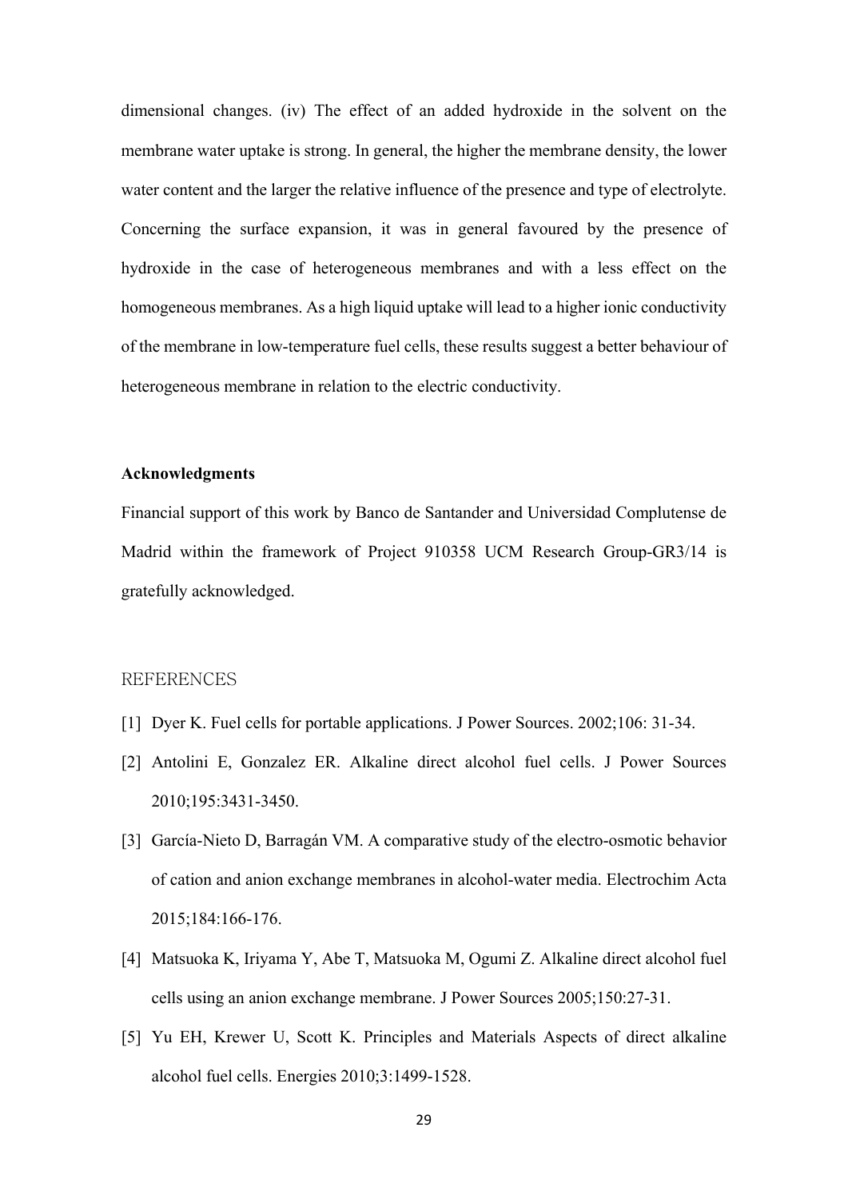dimensional changes. (iv) The effect of an added hydroxide in the solvent on the membrane water uptake is strong. In general, the higher the membrane density, the lower water content and the larger the relative influence of the presence and type of electrolyte. Concerning the surface expansion, it was in general favoured by the presence of hydroxide in the case of heterogeneous membranes and with a less effect on the homogeneous membranes. As a high liquid uptake will lead to a higher ionic conductivity of the membrane in low-temperature fuel cells, these results suggest a better behaviour of heterogeneous membrane in relation to the electric conductivity.

**Acknowledgments**

Financial support of this work by Banco de Santander and Universidad Complutense de Madrid within the framework of Project 910358 UCM Research Group-GR3/14 is gratefully acknowledged.

## REFERENCES

[1] Dyer K. Fuel cells for portable applications. J Power Sources. 2002;106: 31-34.

[2] Antolini E, Gonzalez ER. Alkaline direct alcohol fuel cells. J Power Sources 2010;195:3431-3450.

[3] García-Nieto D, Barragán VM. A comparative study of the electro-osmotic behavior of cation and anion exchange membranes in alcohol-water media. Electrochim Acta 2015;184:166-176.

[4] Matsuoka K, Iriyama Y, Abe T, Matsuoka M, Ogumi Z. Alkaline direct alcohol fuel cells using an anion exchange membrane. J Power Sources 2005;150:27-31.

[5] Yu EH, Krewer U, Scott K. Principles and Materials Aspects of direct alkaline alcohol fuel cells. Energies 2010;3:1499-1528.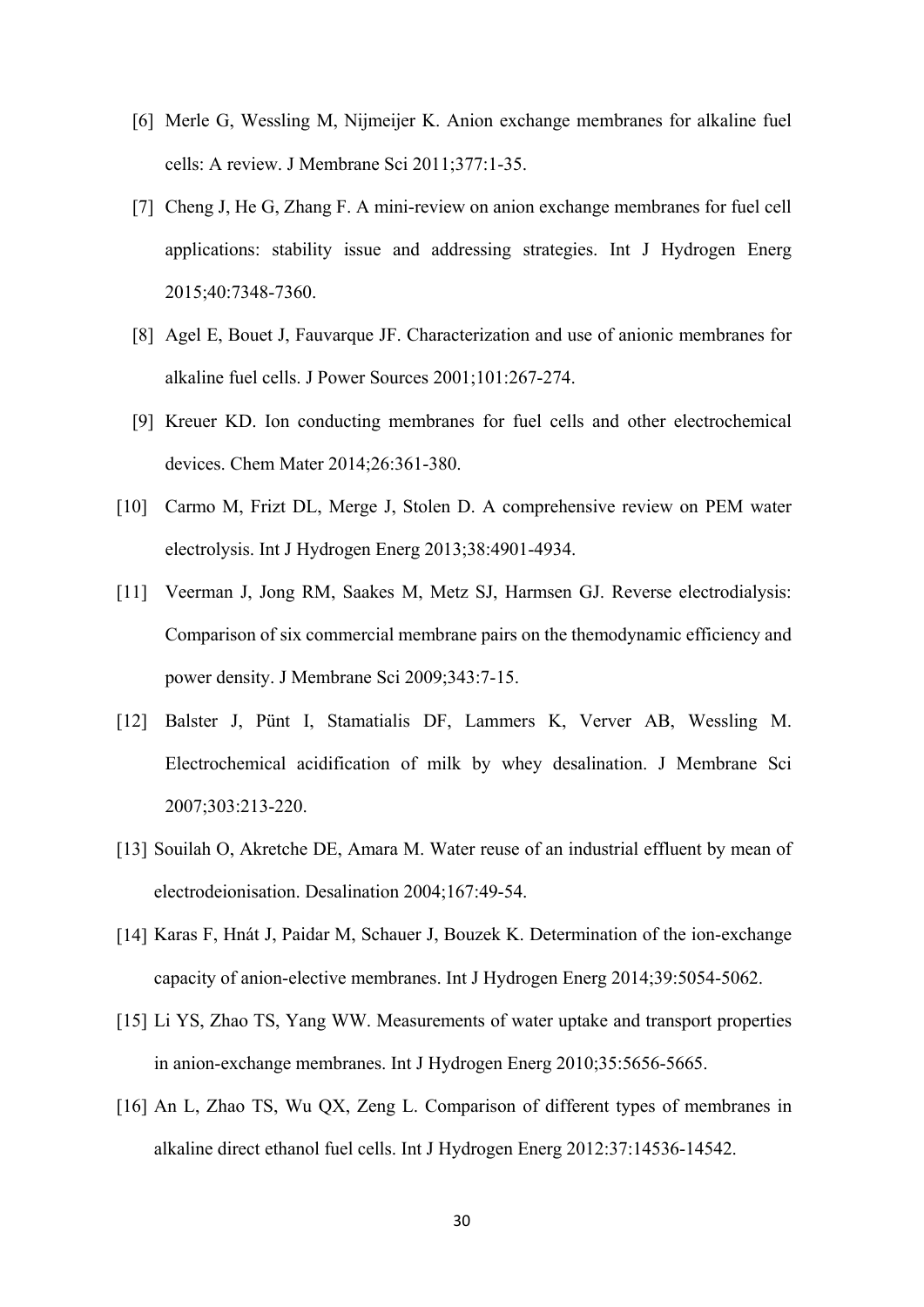[6] Merle G, Wessling M, Nijmeijer K. Anion exchange membranes for alkaline fuel cells: A review. J Membrane Sci 2011;377:1-35.

[7] Cheng J, He G, Zhang F. A mini-review on anion exchange membranes for fuel cell applications: stability issue and addressing strategies. Int J Hydrogen Energ 2015;40:7348-7360.

[8] Agel E, Bouet J, Fauvarque JF. Characterization and use of anionic membranes for alkaline fuel cells. J Power Sources 2001;101:267-274.

[9] Kreuer KD. Ion conducting membranes for fuel cells and other electrochemical devices. Chem Mater 2014;26:361-380.

[10] Carmo M, Frizt DL, Merge J, Stolen D. A comprehensive review on PEM water electrolysis. Int J Hydrogen Energ 2013;38:4901-4934.

[11] Veerman J, Jong RM, Saakes M, Metz SJ, Harmsen GJ. Reverse electrodialysis: Comparison of six commercial membrane pairs on the themodynamic efficiency and power density. J Membrane Sci 2009;343:7-15.

[12] Balster J, Pünt I, Stamatialis DF, Lammers K, Verver AB, Wessling M. Electrochemical acidification of milk by whey desalination. J Membrane Sci 2007;303:213-220.

[13] Souilah O, Akretche DE, Amara M. Water reuse of an industrial effluent by mean of electrodeionisation. Desalination 2004;167:49-54.

[14] Karas F, Hnát J, Paidar M, Schauer J, Bouzek K. Determination of the ion-exchange capacity of anion-elective membranes. Int J Hydrogen Energ 2014;39:5054-5062.

[15] Li YS, Zhao TS, Yang WW. Measurements of water uptake and transport properties in anion-exchange membranes. Int J Hydrogen Energ 2010;35:5656-5665.

[16] An L, Zhao TS, Wu QX, Zeng L. Comparison of different types of membranes in alkaline direct ethanol fuel cells. Int J Hydrogen Energ 2012:37:14536-14542.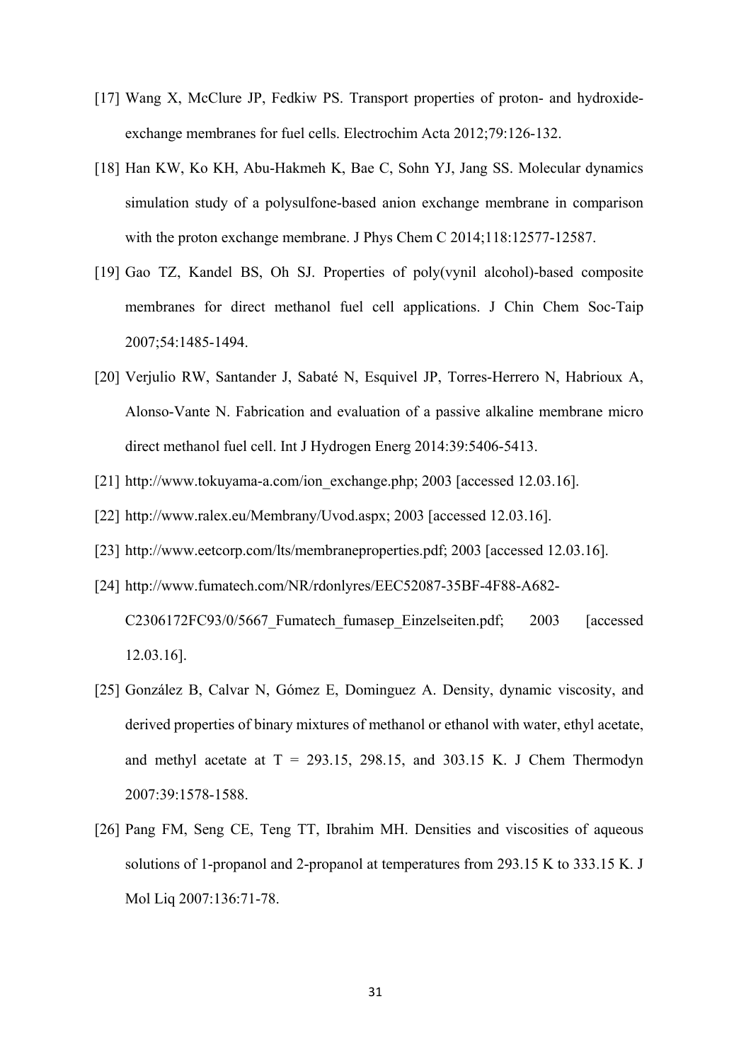[17] Wang X, McClure JP, Fedkiw PS. Transport properties of proton- and hydroxide-exchange membranes for fuel cells. Electrochim Acta 2012;79:126-132.

[18] Han KW, Ko KH, Abu-Hakmeh K, Bae C, Sohn YJ, Jang SS. Molecular dynamics simulation study of a polysulfone-based anion exchange membrane in comparison with the proton exchange membrane. J Phys Chem C 2014;118:12577-12587.

[19] Gao TZ, Kandel BS, Oh SJ. Properties of poly(vynil alcohol)-based composite membranes for direct methanol fuel cell applications. J Chin Chem Soc-Taip 2007;54:1485-1494.

[20] Verjulio RW, Santander J, Sabaté N, Esquivel JP, Torres-Herrero N, Habrioux A, Alonso-Vante N. Fabrication and evaluation of a passive alkaline membrane micro direct methanol fuel cell. Int J Hydrogen Energ 2014:39:5406-5413.

[21] http://www.tokuyama-a.com/ion_exchange.php; 2003 [accessed 12.03.16].

[22] http://www.ralex.eu/Membrany/Uvod.aspx; 2003 [accessed 12.03.16].

[23] http://www.eetcorp.com/lts/membraneproperties.pdf; 2003 [accessed 12.03.16].

[24] http://www.fumatech.com/NR/rdonlyres/EEC52087-35BF-4F88-A682-C2306172FC93/0/5667_Fumatech_fumasep_Einzelseiten.pdf; 2003 [accessed 12.03.16].

[25] González B, Calvar N, Gómez E, Dominguez A. Density, dynamic viscosity, and derived properties of binary mixtures of methanol or ethanol with water, ethyl acetate, and methyl acetate at T = 293.15, 298.15, and 303.15 K. J Chem Thermodyn 2007:39:1578-1588.

[26] Pang FM, Seng CE, Teng TT, Ibrahim MH. Densities and viscosities of aqueous solutions of 1-propanol and 2-propanol at temperatures from 293.15 K to 333.15 K. J Mol Liq 2007:136:71-78.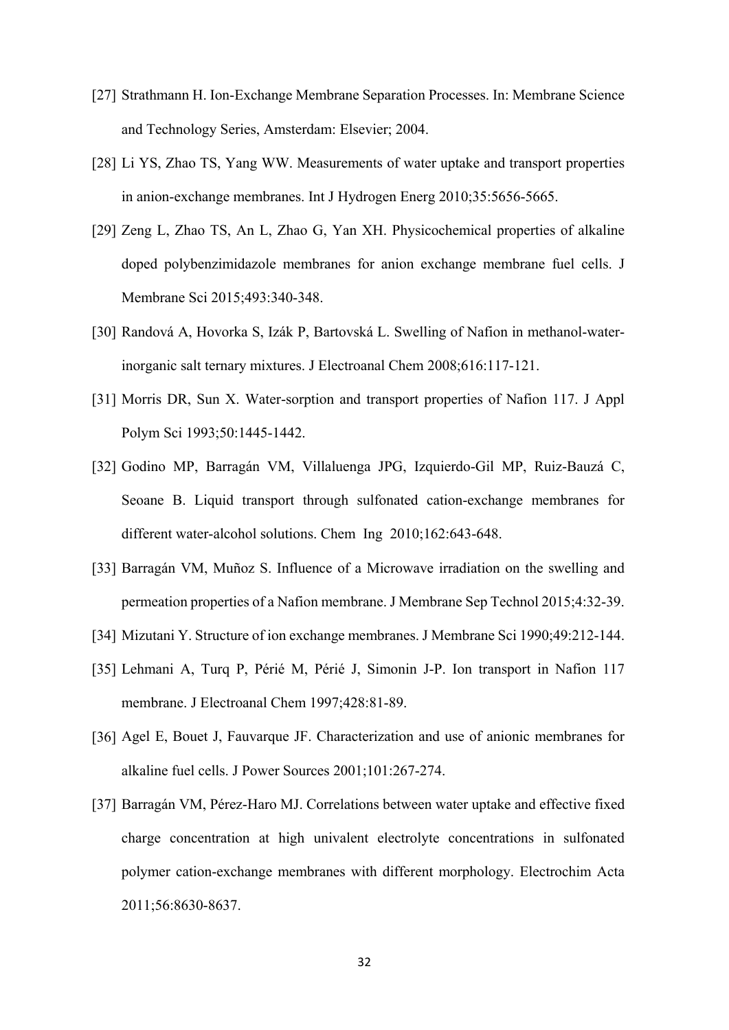[27] Strathmann H. Ion-Exchange Membrane Separation Processes. In: Membrane Science and Technology Series, Amsterdam: Elsevier; 2004.

[28] Li YS, Zhao TS, Yang WW. Measurements of water uptake and transport properties in anion-exchange membranes. Int J Hydrogen Energ 2010;35:5656-5665.

[29] Zeng L, Zhao TS, An L, Zhao G, Yan XH. Physicochemical properties of alkaline doped polybenzimidazole membranes for anion exchange membrane fuel cells. J Membrane Sci 2015;493:340-348.

[30] Randová A, Hovorka S, Izák P, Bartovská L. Swelling of Nafion in methanol-water-inorganic salt ternary mixtures. J Electroanal Chem 2008;616:117-121.

[31] Morris DR, Sun X. Water-sorption and transport properties of Nafion 117. J Appl Polym Sci 1993;50:1445-1442.

[32] Godino MP, Barragán VM, Villaluenga JPG, Izquierdo-Gil MP, Ruiz-Bauzá C, Seoane B. Liquid transport through sulfonated cation-exchange membranes for different water-alcohol solutions. Chem Ing 2010;162:643-648.

[33] Barragán VM, Muñoz S. Influence of a Microwave irradiation on the swelling and permeation properties of a Nafion membrane. J Membrane Sep Technol 2015;4:32-39.

[34] Mizutani Y. Structure of ion exchange membranes. J Membrane Sci 1990;49:212-144.

[35] Lehmani A, Turq P, Périé M, Périé J, Simonin J-P. Ion transport in Nafion 117 membrane. J Electroanal Chem 1997;428:81-89.

[36] Agel E, Bouet J, Fauvarque JF. Characterization and use of anionic membranes for alkaline fuel cells. J Power Sources 2001;101:267-274.

[37] Barragán VM, Pérez-Haro MJ. Correlations between water uptake and effective fixed charge concentration at high univalent electrolyte concentrations in sulfonated polymer cation-exchange membranes with different morphology. Electrochim Acta 2011;56:8630-8637.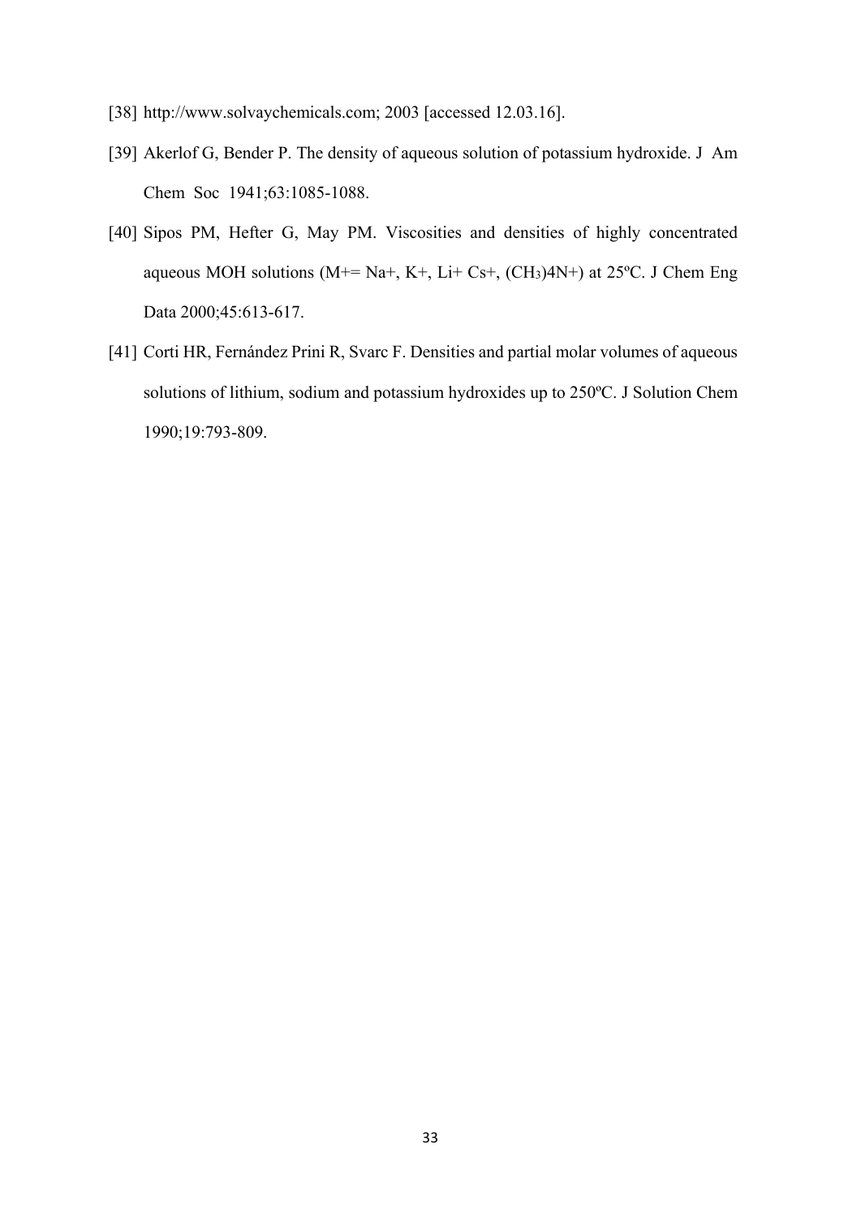[38] http://www.solvaychemicals.com; 2003 [accessed 12.03.16].

[39] Akerlof G, Bender P. The density of aqueous solution of potassium hydroxide. J Am Chem Soc 1941;63:1085-1088.

[40] Sipos PM, Hefter G, May PM. Viscosities and densities of highly concentrated aqueous MOH solutions (M+= Na+, K+, Li+ Cs+, $(CH_3)4N+$) at 25ºC. J Chem Eng Data 2000;45:613-617.

[41] Corti HR, Fernández Prini R, Svarc F. Densities and partial molar volumes of aqueous solutions of lithium, sodium and potassium hydroxides up to 250ºC. J Solution Chem 1990;19:793-809.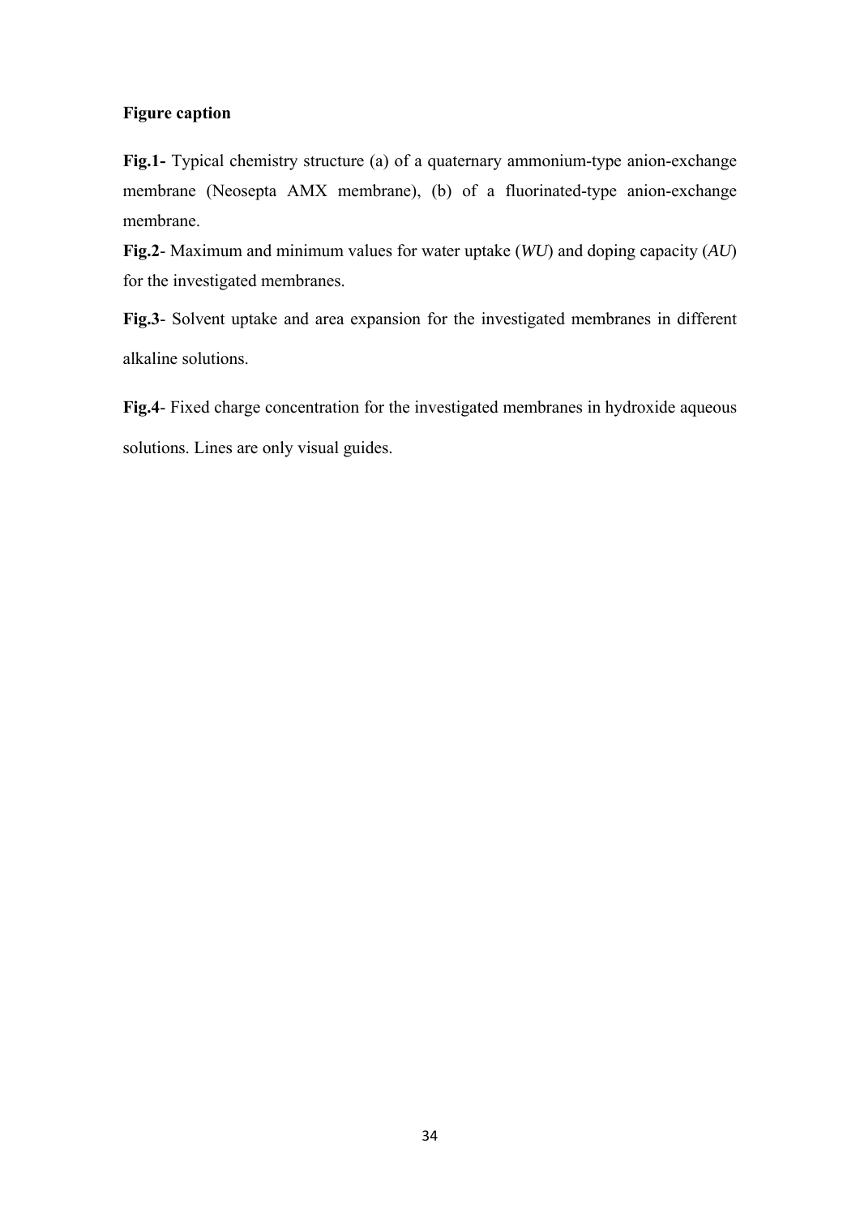**Figure caption**

**Fig.1-** Typical chemistry structure (a) of a quaternary ammonium-type anion-exchange membrane (Neosepta AMX membrane), (b) of a fluorinated-type anion-exchange membrane.

**Fig.2**- Maximum and minimum values for water uptake (*WU*) and doping capacity (*AU*) for the investigated membranes.

**Fig.3**- Solvent uptake and area expansion for the investigated membranes in different alkaline solutions.

**Fig.4**- Fixed charge concentration for the investigated membranes in hydroxide aqueous solutions. Lines are only visual guides.